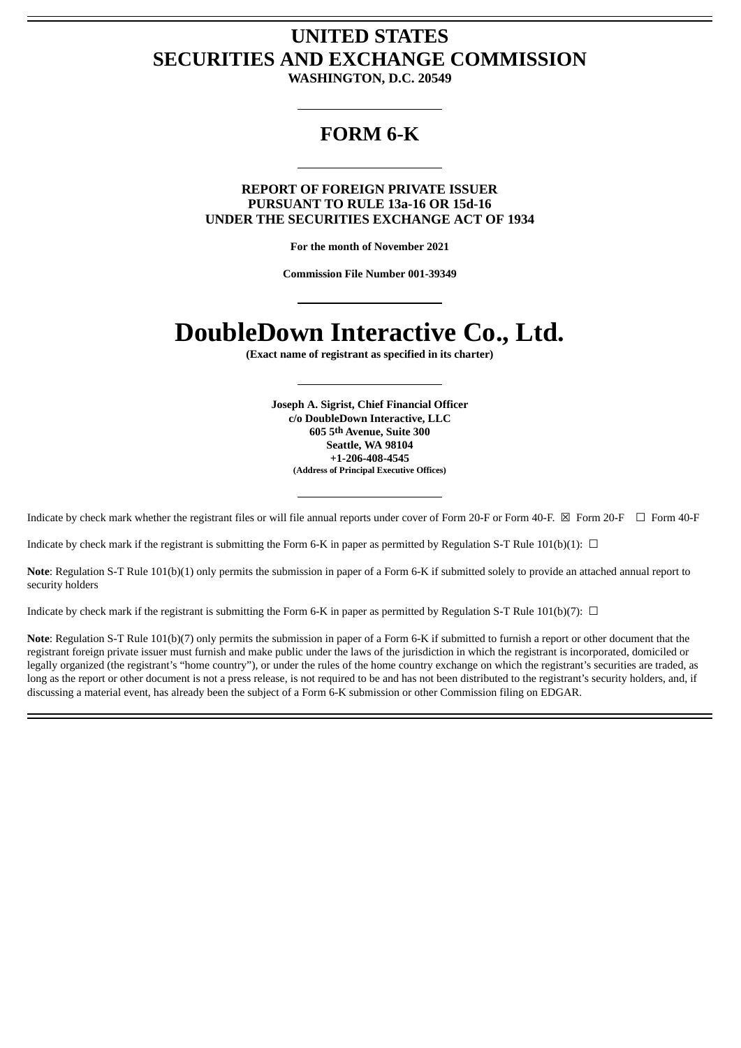# UNITED STATES
# SECURITIES AND EXCHANGE COMMISSION

**WASHINGTON, D.C. 20549**

---

## FORM 6-K

---

**REPORT OF FOREIGN PRIVATE ISSUER**
**PURSUANT TO RULE 13a-16 OR 15d-16**
**UNDER THE SECURITIES EXCHANGE ACT OF 1934**

**For the month of November 2021**

**Commission File Number 001-39349**

---

# DoubleDown Interactive Co., Ltd.

**(Exact name of registrant as specified in its charter)**

---

**Joseph A. Sigrist, Chief Financial Officer**
**c/o DoubleDown Interactive, LLC**
**605 5th Avenue, Suite 300**
**Seattle, WA 98104**
**+1-206-408-4545**
**(Address of Principal Executive Offices)**

---

Indicate by check mark whether the registrant files or will file annual reports under cover of Form 20-F or Form 40-F. ☒ Form 20-F ☐ Form 40-F

Indicate by check mark if the registrant is submitting the Form 6-K in paper as permitted by Regulation S-T Rule 101(b)(1): ☐

**Note**: Regulation S-T Rule 101(b)(1) only permits the submission in paper of a Form 6-K if submitted solely to provide an attached annual report to security holders

Indicate by check mark if the registrant is submitting the Form 6-K in paper as permitted by Regulation S-T Rule 101(b)(7): ☐

**Note**: Regulation S-T Rule 101(b)(7) only permits the submission in paper of a Form 6-K if submitted to furnish a report or other document that the registrant foreign private issuer must furnish and make public under the laws of the jurisdiction in which the registrant is incorporated, domiciled or legally organized (the registrant's "home country"), or under the rules of the home country exchange on which the registrant's securities are traded, as long as the report or other document is not a press release, is not required to be and has not been distributed to the registrant's security holders, and, if discussing a material event, has already been the subject of a Form 6-K submission or other Commission filing on EDGAR.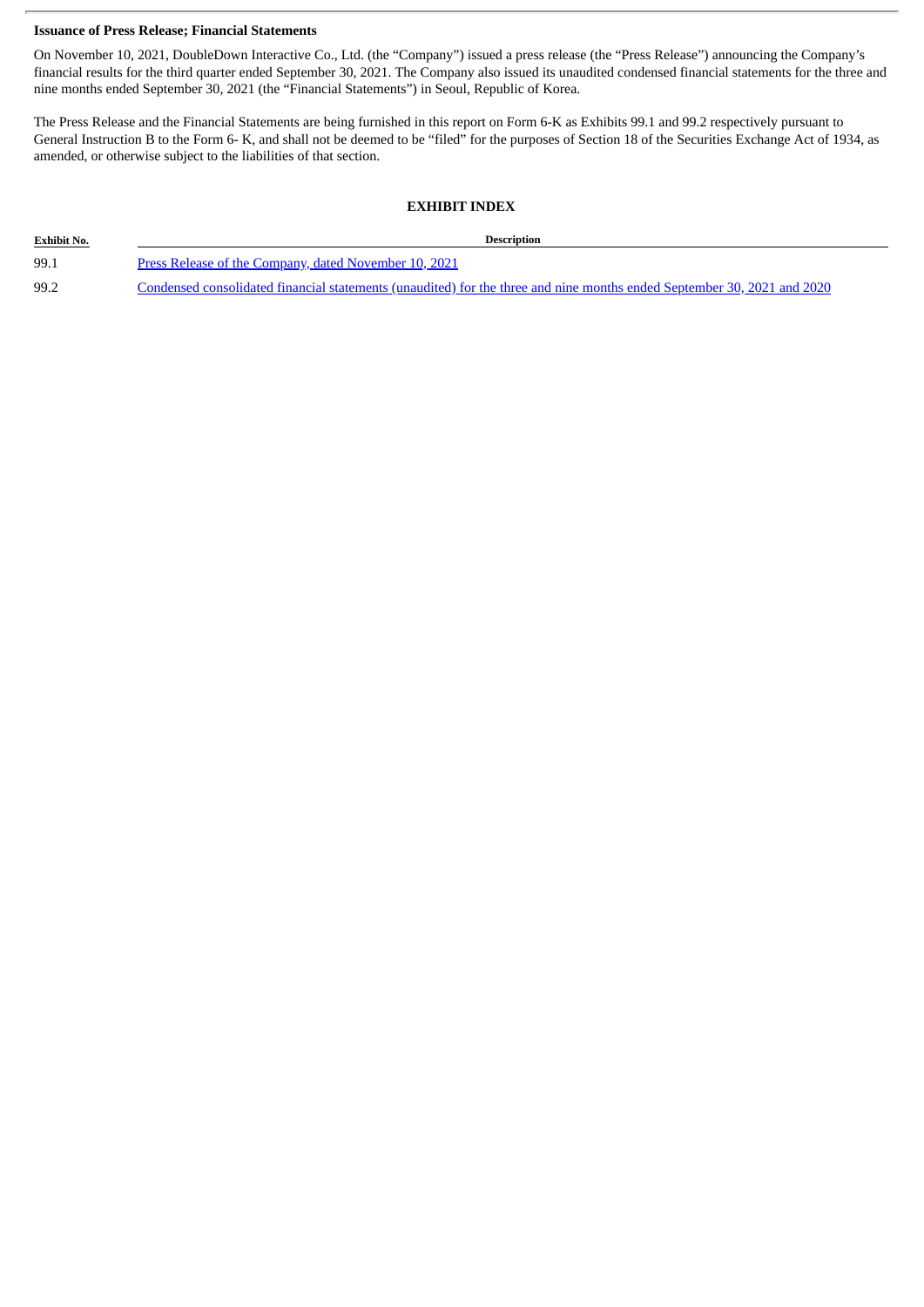**Issuance of Press Release; Financial Statements**

On November 10, 2021, DoubleDown Interactive Co., Ltd. (the "Company") issued a press release (the "Press Release") announcing the Company's financial results for the third quarter ended September 30, 2021. The Company also issued its unaudited condensed financial statements for the three and nine months ended September 30, 2021 (the "Financial Statements") in Seoul, Republic of Korea.

The Press Release and the Financial Statements are being furnished in this report on Form 6-K as Exhibits 99.1 and 99.2 respectively pursuant to General Instruction B to the Form 6- K, and shall not be deemed to be "filed" for the purposes of Section 18 of the Securities Exchange Act of 1934, as amended, or otherwise subject to the liabilities of that section.

**EXHIBIT INDEX**

| Exhibit No. | Description |
|---|---|
| 99.1 | Press Release of the Company, dated November 10, 2021 |
| 99.2 | Condensed consolidated financial statements (unaudited) for the three and nine months ended September 30, 2021 and 2020 |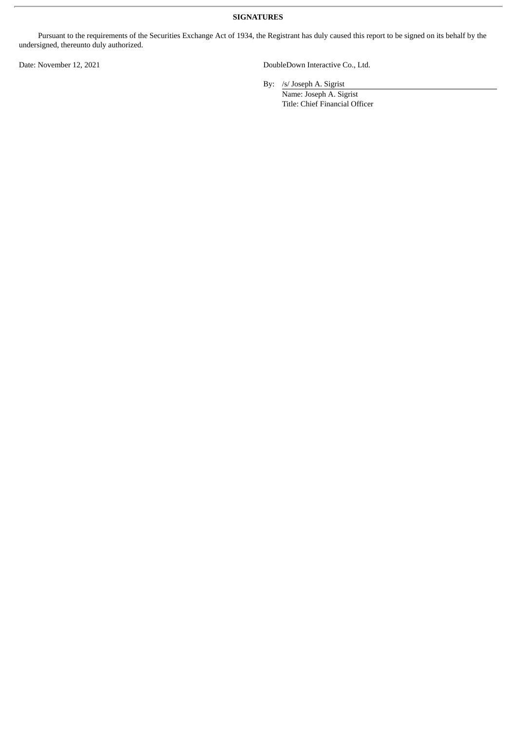**SIGNATURES**

Pursuant to the requirements of the Securities Exchange Act of 1934, the Registrant has duly caused this report to be signed on its behalf by the undersigned, thereunto duly authorized.

Date: November 12, 2021

DoubleDown Interactive Co., Ltd.

By: /s/ Joseph A. Sigrist

Name: Joseph A. Sigrist

Title: Chief Financial Officer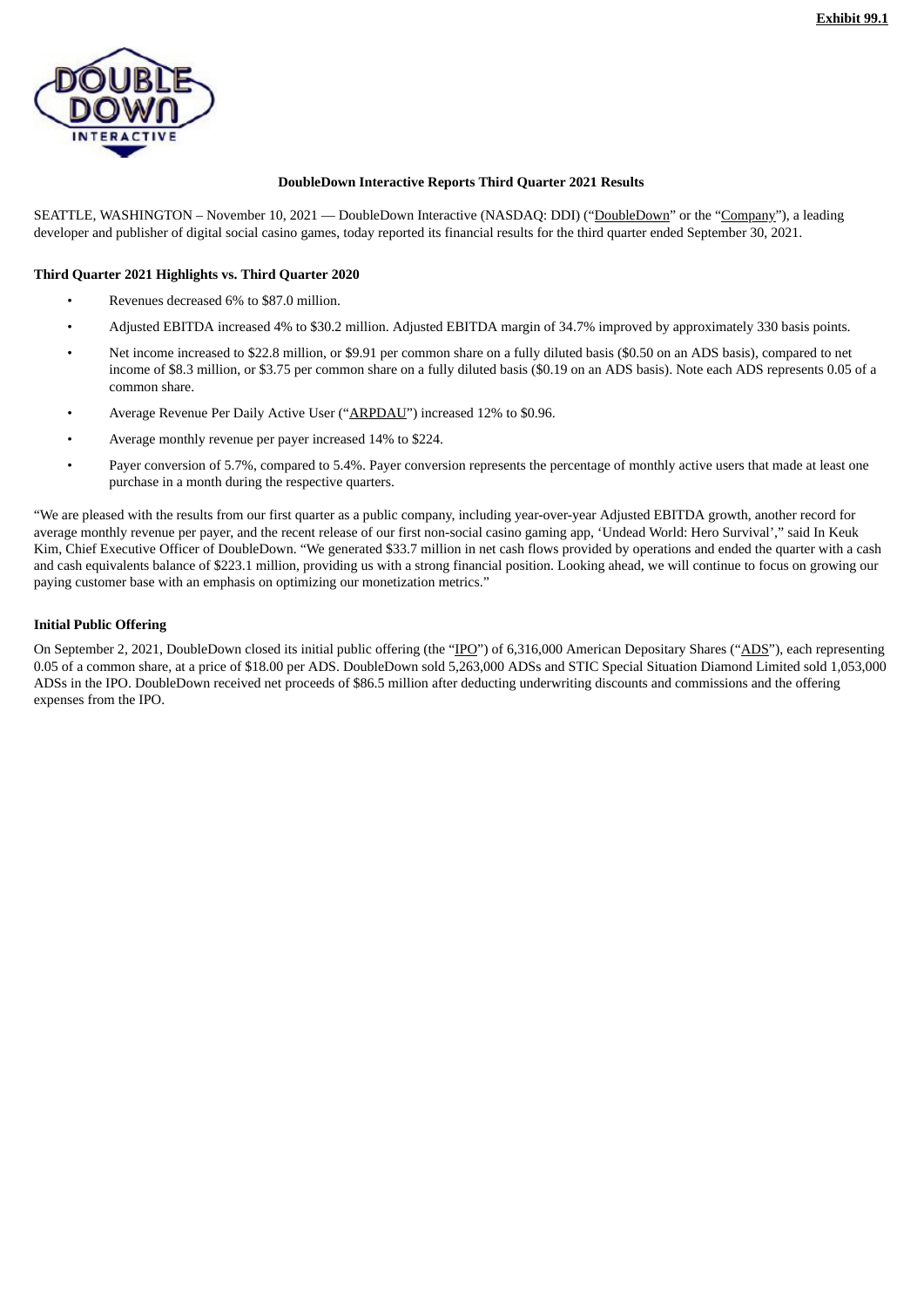**Exhibit 99.1**

**DoubleDown Interactive Reports Third Quarter 2021 Results**

SEATTLE, WASHINGTON – November 10, 2021 — DoubleDown Interactive (NASDAQ: DDI) ("DoubleDown" or the "Company"), a leading developer and publisher of digital social casino games, today reported its financial results for the third quarter ended September 30, 2021.

**Third Quarter 2021 Highlights vs. Third Quarter 2020**

- Revenues decreased 6% to $87.0 million.
- Adjusted EBITDA increased 4% to $30.2 million. Adjusted EBITDA margin of 34.7% improved by approximately 330 basis points.
- Net income increased to $22.8 million, or $9.91 per common share on a fully diluted basis ($0.50 on an ADS basis), compared to net income of $8.3 million, or $3.75 per common share on a fully diluted basis ($0.19 on an ADS basis). Note each ADS represents 0.05 of a common share.
- Average Revenue Per Daily Active User ("ARPDAU") increased 12% to $0.96.
- Average monthly revenue per payer increased 14% to $224.
- Payer conversion of 5.7%, compared to 5.4%. Payer conversion represents the percentage of monthly active users that made at least one purchase in a month during the respective quarters.

"We are pleased with the results from our first quarter as a public company, including year-over-year Adjusted EBITDA growth, another record for average monthly revenue per payer, and the recent release of our first non-social casino gaming app, 'Undead World: Hero Survival'," said In Keuk Kim, Chief Executive Officer of DoubleDown. "We generated $33.7 million in net cash flows provided by operations and ended the quarter with a cash and cash equivalents balance of $223.1 million, providing us with a strong financial position. Looking ahead, we will continue to focus on growing our paying customer base with an emphasis on optimizing our monetization metrics."

**Initial Public Offering**

On September 2, 2021, DoubleDown closed its initial public offering (the "IPO") of 6,316,000 American Depositary Shares ("ADS"), each representing 0.05 of a common share, at a price of $18.00 per ADS. DoubleDown sold 5,263,000 ADSs and STIC Special Situation Diamond Limited sold 1,053,000 ADSs in the IPO. DoubleDown received net proceeds of $86.5 million after deducting underwriting discounts and commissions and the offering expenses from the IPO.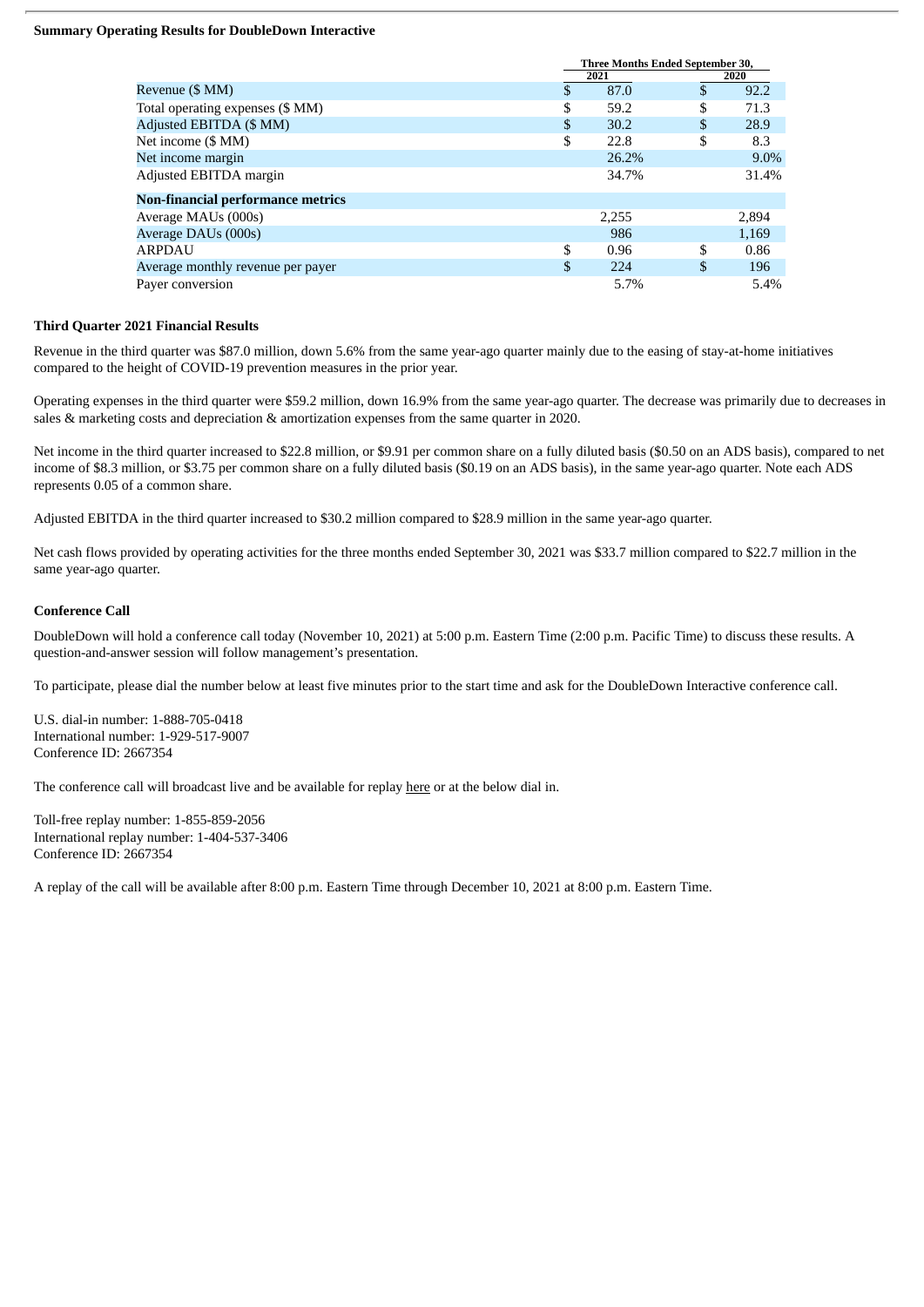**Summary Operating Results for DoubleDown Interactive**

| | Three Months Ended September 30, | |
|---|---|---|
| | 2021 | 2020 |
| Revenue ($ MM) | $ 87.0 | $ 92.2 |
| Total operating expenses ($ MM) | $ 59.2 | $ 71.3 |
| Adjusted EBITDA ($ MM) | $ 30.2 | $ 28.9 |
| Net income ($ MM) | $ 22.8 | $ 8.3 |
| Net income margin | 26.2% | 9.0% |
| Adjusted EBITDA margin | 34.7% | 31.4% |
| **Non-financial performance metrics** | | |
| Average MAUs (000s) | 2,255 | 2,894 |
| Average DAUs (000s) | 986 | 1,169 |
| ARPDAU | $ 0.96 | $ 0.86 |
| Average monthly revenue per payer | $ 224 | $ 196 |
| Payer conversion | 5.7% | 5.4% |

**Third Quarter 2021 Financial Results**

Revenue in the third quarter was $87.0 million, down 5.6% from the same year-ago quarter mainly due to the easing of stay-at-home initiatives compared to the height of COVID-19 prevention measures in the prior year.

Operating expenses in the third quarter were $59.2 million, down 16.9% from the same year-ago quarter. The decrease was primarily due to decreases in sales & marketing costs and depreciation & amortization expenses from the same quarter in 2020.

Net income in the third quarter increased to $22.8 million, or $9.91 per common share on a fully diluted basis ($0.50 on an ADS basis), compared to net income of $8.3 million, or $3.75 per common share on a fully diluted basis ($0.19 on an ADS basis), in the same year-ago quarter. Note each ADS represents 0.05 of a common share.

Adjusted EBITDA in the third quarter increased to $30.2 million compared to $28.9 million in the same year-ago quarter.

Net cash flows provided by operating activities for the three months ended September 30, 2021 was $33.7 million compared to $22.7 million in the same year-ago quarter.

**Conference Call**

DoubleDown will hold a conference call today (November 10, 2021) at 5:00 p.m. Eastern Time (2:00 p.m. Pacific Time) to discuss these results. A question-and-answer session will follow management's presentation.

To participate, please dial the number below at least five minutes prior to the start time and ask for the DoubleDown Interactive conference call.

U.S. dial-in number: 1-888-705-0418
International number: 1-929-517-9007
Conference ID: 2667354

The conference call will broadcast live and be available for replay here or at the below dial in.

Toll-free replay number: 1-855-859-2056
International replay number: 1-404-537-3406
Conference ID: 2667354

A replay of the call will be available after 8:00 p.m. Eastern Time through December 10, 2021 at 8:00 p.m. Eastern Time.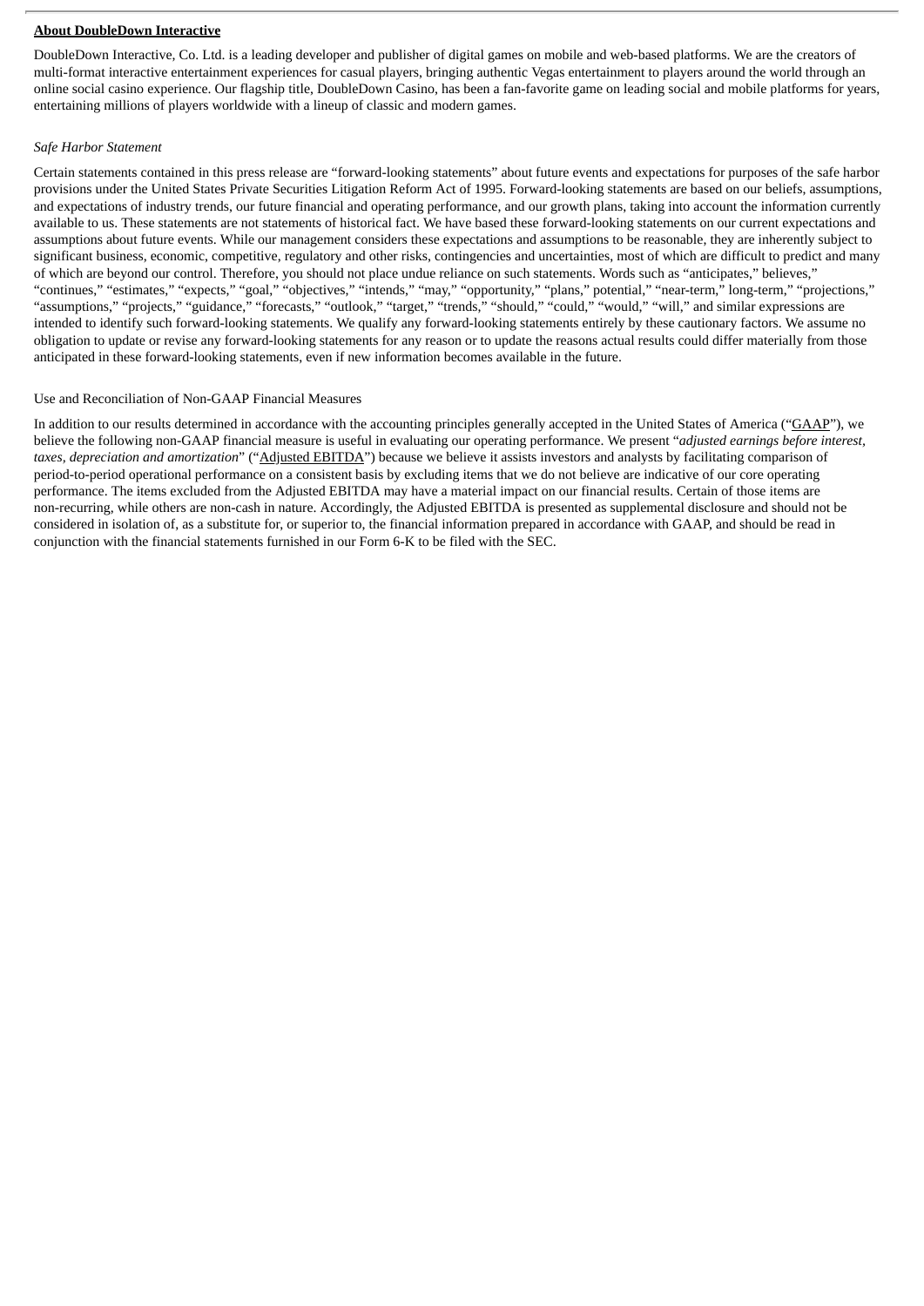**About DoubleDown Interactive**

DoubleDown Interactive, Co. Ltd. is a leading developer and publisher of digital games on mobile and web-based platforms. We are the creators of multi-format interactive entertainment experiences for casual players, bringing authentic Vegas entertainment to players around the world through an online social casino experience. Our flagship title, DoubleDown Casino, has been a fan-favorite game on leading social and mobile platforms for years, entertaining millions of players worldwide with a lineup of classic and modern games.

*Safe Harbor Statement*

Certain statements contained in this press release are "forward-looking statements" about future events and expectations for purposes of the safe harbor provisions under the United States Private Securities Litigation Reform Act of 1995. Forward-looking statements are based on our beliefs, assumptions, and expectations of industry trends, our future financial and operating performance, and our growth plans, taking into account the information currently available to us. These statements are not statements of historical fact. We have based these forward-looking statements on our current expectations and assumptions about future events. While our management considers these expectations and assumptions to be reasonable, they are inherently subject to significant business, economic, competitive, regulatory and other risks, contingencies and uncertainties, most of which are difficult to predict and many of which are beyond our control. Therefore, you should not place undue reliance on such statements. Words such as "anticipates," believes," "continues," "estimates," "expects," "goal," "objectives," "intends," "may," "opportunity," "plans," potential," "near-term," long-term," "projections," "assumptions," "projects," "guidance," "forecasts," "outlook," "target," "trends," "should," "could," "would," "will," and similar expressions are intended to identify such forward-looking statements. We qualify any forward-looking statements entirely by these cautionary factors. We assume no obligation to update or revise any forward-looking statements for any reason or to update the reasons actual results could differ materially from those anticipated in these forward-looking statements, even if new information becomes available in the future.

Use and Reconciliation of Non-GAAP Financial Measures

In addition to our results determined in accordance with the accounting principles generally accepted in the United States of America ("GAAP"), we believe the following non-GAAP financial measure is useful in evaluating our operating performance. We present "*adjusted earnings before interest, taxes, depreciation and amortization*" ("Adjusted EBITDA") because we believe it assists investors and analysts by facilitating comparison of period-to-period operational performance on a consistent basis by excluding items that we do not believe are indicative of our core operating performance. The items excluded from the Adjusted EBITDA may have a material impact on our financial results. Certain of those items are non-recurring, while others are non-cash in nature. Accordingly, the Adjusted EBITDA is presented as supplemental disclosure and should not be considered in isolation of, as a substitute for, or superior to, the financial information prepared in accordance with GAAP, and should be read in conjunction with the financial statements furnished in our Form 6-K to be filed with the SEC.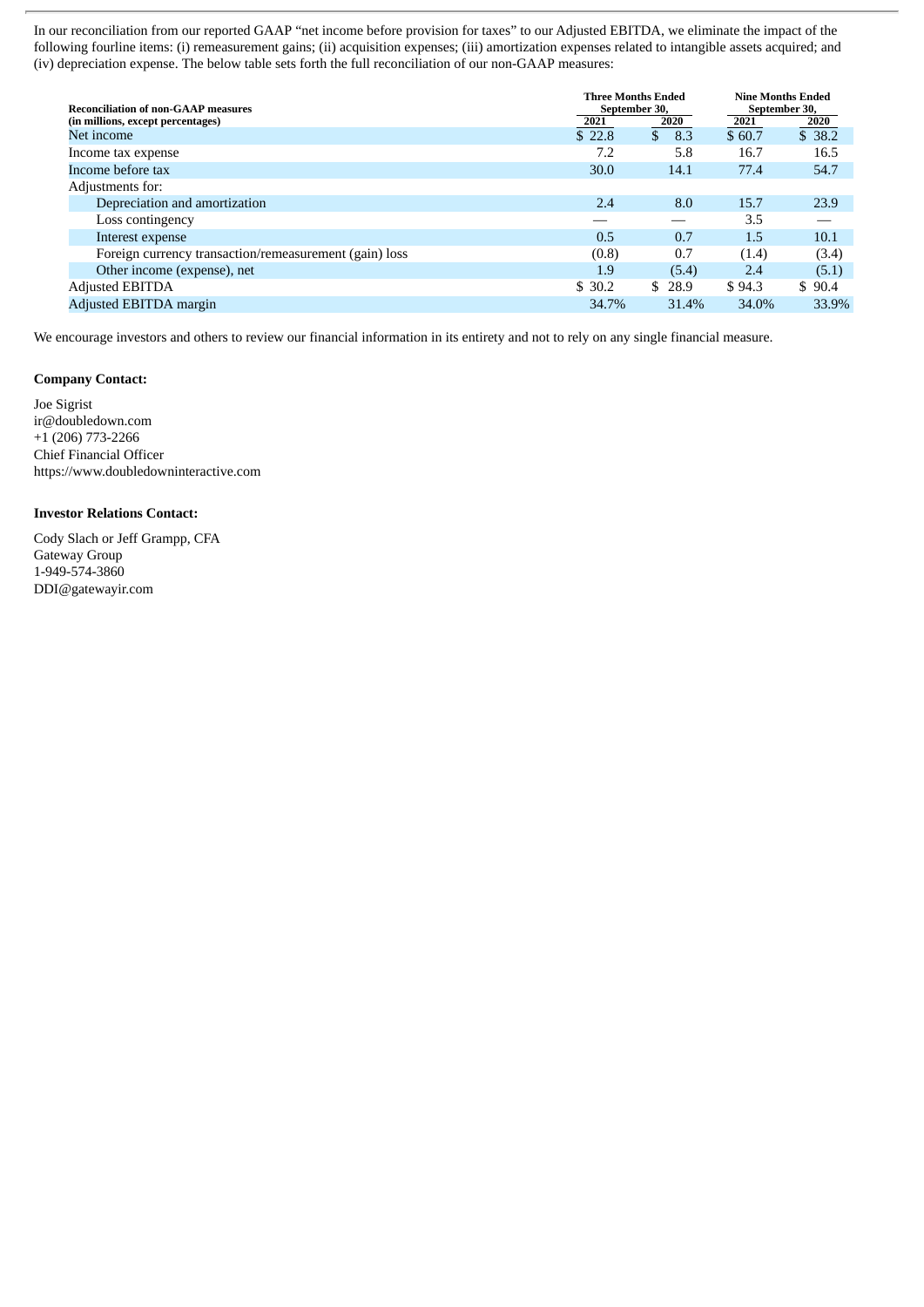In our reconciliation from our reported GAAP "net income before provision for taxes" to our Adjusted EBITDA, we eliminate the impact of the following fourline items: (i) remeasurement gains; (ii) acquisition expenses; (iii) amortization expenses related to intangible assets acquired; and (iv) depreciation expense. The below table sets forth the full reconciliation of our non-GAAP measures:

| Reconciliation of non-GAAP measures (in millions, except percentages) | Three Months Ended September 30, 2021 | Three Months Ended September 30, 2020 | Nine Months Ended September 30, 2021 | Nine Months Ended September 30, 2020 |
|---|---|---|---|---|
| Net income | $ 22.8 | $ 8.3 | $ 60.7 | $ 38.2 |
| Income tax expense | 7.2 | 5.8 | 16.7 | 16.5 |
| Income before tax | 30.0 | 14.1 | 77.4 | 54.7 |
| Adjustments for: | | | | |
| Depreciation and amortization | 2.4 | 8.0 | 15.7 | 23.9 |
| Loss contingency | — | — | 3.5 | — |
| Interest expense | 0.5 | 0.7 | 1.5 | 10.1 |
| Foreign currency transaction/remeasurement (gain) loss | (0.8) | 0.7 | (1.4) | (3.4) |
| Other income (expense), net | 1.9 | (5.4) | 2.4 | (5.1) |
| Adjusted EBITDA | $ 30.2 | $ 28.9 | $ 94.3 | $ 90.4 |
| Adjusted EBITDA margin | 34.7% | 31.4% | 34.0% | 33.9% |

We encourage investors and others to review our financial information in its entirety and not to rely on any single financial measure.

**Company Contact:**

Joe Sigrist
ir@doubledown.com
+1 (206) 773-2266
Chief Financial Officer
https://www.doubledowninteractive.com

**Investor Relations Contact:**

Cody Slach or Jeff Grampp, CFA
Gateway Group
1-949-574-3860
DDI@gatewayir.com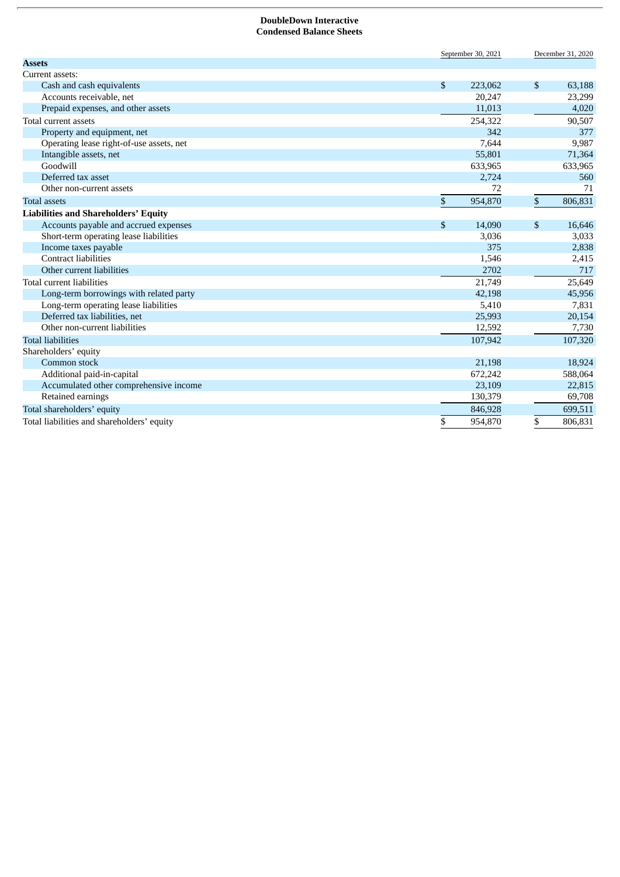**DoubleDown Interactive**
**Condensed Balance Sheets**

| | September 30, 2021 | December 31, 2020 |
|---|---|---|
| **Assets** | | |
| Current assets: | | |
| Cash and cash equivalents | $ 223,062 | $ 63,188 |
| Accounts receivable, net | 20,247 | 23,299 |
| Prepaid expenses, and other assets | 11,013 | 4,020 |
| Total current assets | 254,322 | 90,507 |
| Property and equipment, net | 342 | 377 |
| Operating lease right-of-use assets, net | 7,644 | 9,987 |
| Intangible assets, net | 55,801 | 71,364 |
| Goodwill | 633,965 | 633,965 |
| Deferred tax asset | 2,724 | 560 |
| Other non-current assets | 72 | 71 |
| Total assets | $ 954,870 | $ 806,831 |
| **Liabilities and Shareholders' Equity** | | |
| Accounts payable and accrued expenses | $ 14,090 | $ 16,646 |
| Short-term operating lease liabilities | 3,036 | 3,033 |
| Income taxes payable | 375 | 2,838 |
| Contract liabilities | 1,546 | 2,415 |
| Other current liabilities | 2702 | 717 |
| Total current liabilities | 21,749 | 25,649 |
| Long-term borrowings with related party | 42,198 | 45,956 |
| Long-term operating lease liabilities | 5,410 | 7,831 |
| Deferred tax liabilities, net | 25,993 | 20,154 |
| Other non-current liabilities | 12,592 | 7,730 |
| Total liabilities | 107,942 | 107,320 |
| Shareholders' equity | | |
| Common stock | 21,198 | 18,924 |
| Additional paid-in-capital | 672,242 | 588,064 |
| Accumulated other comprehensive income | 23,109 | 22,815 |
| Retained earnings | 130,379 | 69,708 |
| Total shareholders' equity | 846,928 | 699,511 |
| Total liabilities and shareholders' equity | $ 954,870 | $ 806,831 |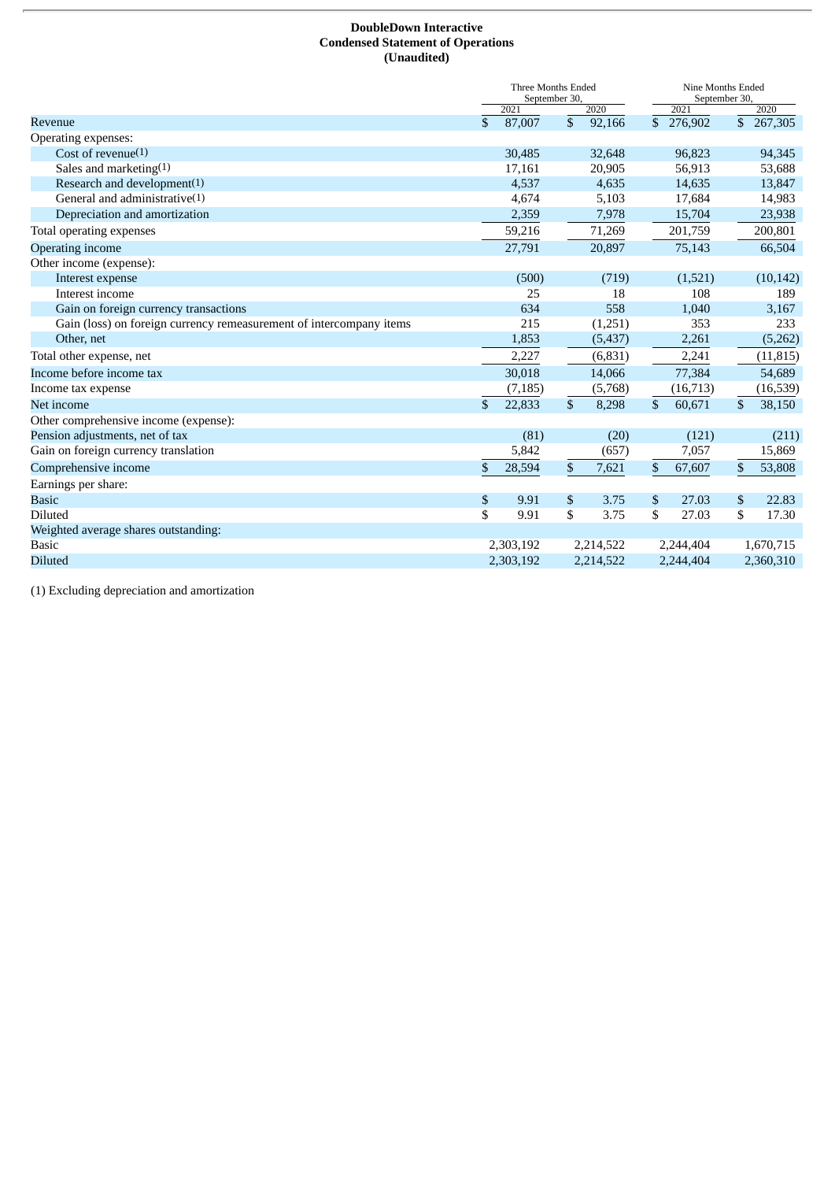**DoubleDown Interactive**
**Condensed Statement of Operations**
**(Unaudited)**

| | Three Months Ended September 30, | | Nine Months Ended September 30, | |
|---|---|---|---|---|
| | 2021 | 2020 | 2021 | 2020 |
| Revenue | $ 87,007 | $ 92,166 | $ 276,902 | $ 267,305 |
| Operating expenses: | | | | |
| Cost of revenue(1) | 30,485 | 32,648 | 96,823 | 94,345 |
| Sales and marketing(1) | 17,161 | 20,905 | 56,913 | 53,688 |
| Research and development(1) | 4,537 | 4,635 | 14,635 | 13,847 |
| General and administrative(1) | 4,674 | 5,103 | 17,684 | 14,983 |
| Depreciation and amortization | 2,359 | 7,978 | 15,704 | 23,938 |
| Total operating expenses | 59,216 | 71,269 | 201,759 | 200,801 |
| Operating income | 27,791 | 20,897 | 75,143 | 66,504 |
| Other income (expense): | | | | |
| Interest expense | (500) | (719) | (1,521) | (10,142) |
| Interest income | 25 | 18 | 108 | 189 |
| Gain on foreign currency transactions | 634 | 558 | 1,040 | 3,167 |
| Gain (loss) on foreign currency remeasurement of intercompany items | 215 | (1,251) | 353 | 233 |
| Other, net | 1,853 | (5,437) | 2,261 | (5,262) |
| Total other expense, net | 2,227 | (6,831) | 2,241 | (11,815) |
| Income before income tax | 30,018 | 14,066 | 77,384 | 54,689 |
| Income tax expense | (7,185) | (5,768) | (16,713) | (16,539) |
| Net income | $ 22,833 | $ 8,298 | $ 60,671 | $ 38,150 |
| Other comprehensive income (expense): | | | | |
| Pension adjustments, net of tax | (81) | (20) | (121) | (211) |
| Gain on foreign currency translation | 5,842 | (657) | 7,057 | 15,869 |
| Comprehensive income | $ 28,594 | $ 7,621 | $ 67,607 | $ 53,808 |
| Earnings per share: | | | | |
| Basic | $ 9.91 | $ 3.75 | $ 27.03 | $ 22.83 |
| Diluted | $ 9.91 | $ 3.75 | $ 27.03 | $ 17.30 |
| Weighted average shares outstanding: | | | | |
| Basic | 2,303,192 | 2,214,522 | 2,244,404 | 1,670,715 |
| Diluted | 2,303,192 | 2,214,522 | 2,244,404 | 2,360,310 |

(1) Excluding depreciation and amortization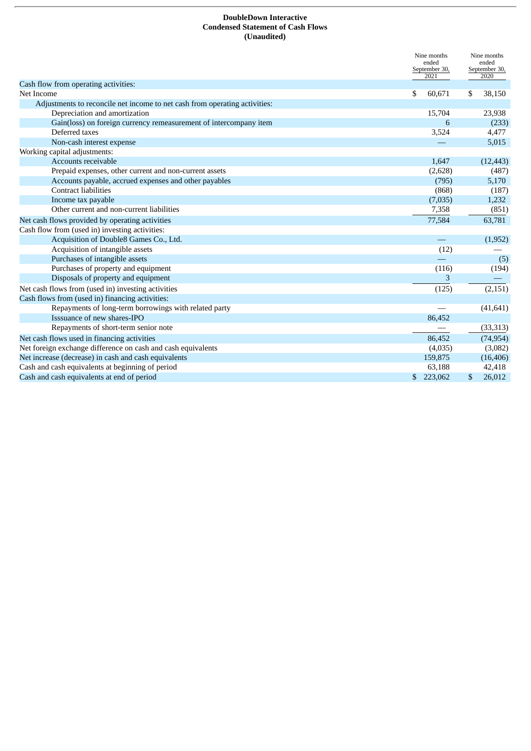**DoubleDown Interactive**
**Condensed Statement of Cash Flows**
**(Unaudited)**

| | Nine months ended September 30, 2021 | Nine months ended September 30, 2020 |
|---|---|---|
| Cash flow from operating activities: | | |
| Net Income | $ 60,671 | $ 38,150 |
| Adjustments to reconcile net income to net cash from operating activities: | | |
| Depreciation and amortization | 15,704 | 23,938 |
| Gain(loss) on foreign currency remeasurement of intercompany item | 6 | (233) |
| Deferred taxes | 3,524 | 4,477 |
| Non-cash interest expense | — | 5,015 |
| Working capital adjustments: | | |
| Accounts receivable | 1,647 | (12,443) |
| Prepaid expenses, other current and non-current assets | (2,628) | (487) |
| Accounts payable, accrued expenses and other payables | (795) | 5,170 |
| Contract liabilities | (868) | (187) |
| Income tax payable | (7,035) | 1,232 |
| Other current and non-current liabilities | 7,358 | (851) |
| Net cash flows provided by operating activities | 77,584 | 63,781 |
| Cash flow from (used in) investing activities: | | |
| Acquisition of Double8 Games Co., Ltd. | — | (1,952) |
| Acquisition of intangible assets | (12) | — |
| Purchases of intangible assets | — | (5) |
| Purchases of property and equipment | (116) | (194) |
| Disposals of property and equipment | 3 | — |
| Net cash flows from (used in) investing activities | (125) | (2,151) |
| Cash flows from (used in) financing activities: | | |
| Repayments of long-term borrowings with related party | — | (41,641) |
| Isssuance of new shares-IPO | 86,452 | |
| Repayments of short-term senior note | — | (33,313) |
| Net cash flows used in financing activities | 86,452 | (74,954) |
| Net foreign exchange difference on cash and cash equivalents | (4,035) | (3,082) |
| Net increase (decrease) in cash and cash equivalents | 159,875 | (16,406) |
| Cash and cash equivalents at beginning of period | 63,188 | 42,418 |
| Cash and cash equivalents at end of period | $ 223,062 | $ 26,012 |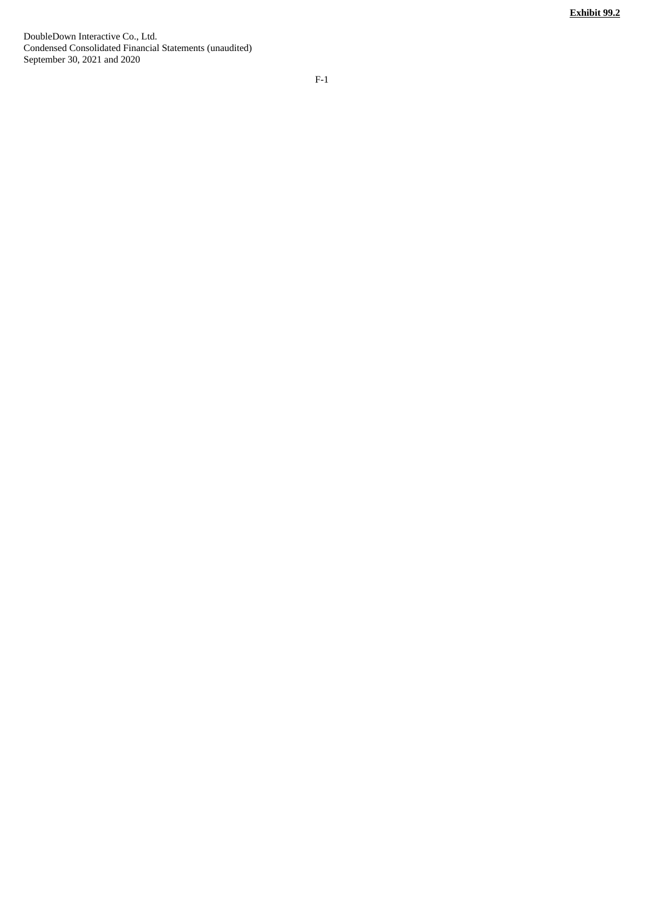**Exhibit 99.2**

DoubleDown Interactive Co., Ltd.
Condensed Consolidated Financial Statements (unaudited)
September 30, 2021 and 2020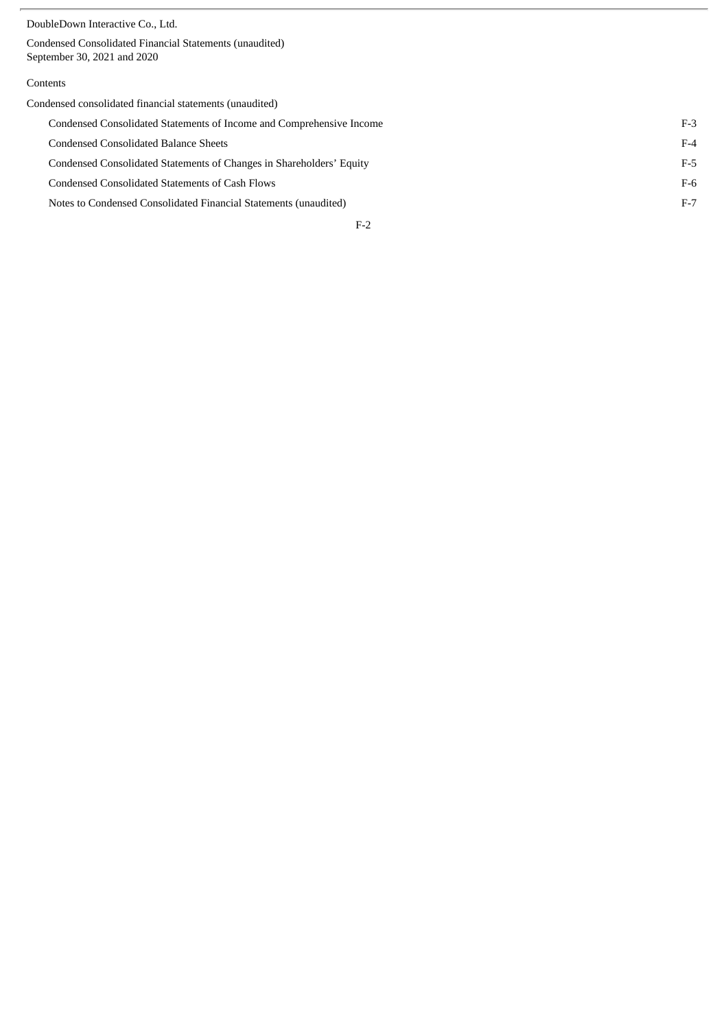DoubleDown Interactive Co., Ltd.

Condensed Consolidated Financial Statements (unaudited)
September 30, 2021 and 2020

Contents

Condensed consolidated financial statements (unaudited)

| | |
|---|---|
| Condensed Consolidated Statements of Income and Comprehensive Income | F-3 |
| Condensed Consolidated Balance Sheets | F-4 |
| Condensed Consolidated Statements of Changes in Shareholders' Equity | F-5 |
| Condensed Consolidated Statements of Cash Flows | F-6 |
| Notes to Condensed Consolidated Financial Statements (unaudited) | F-7 |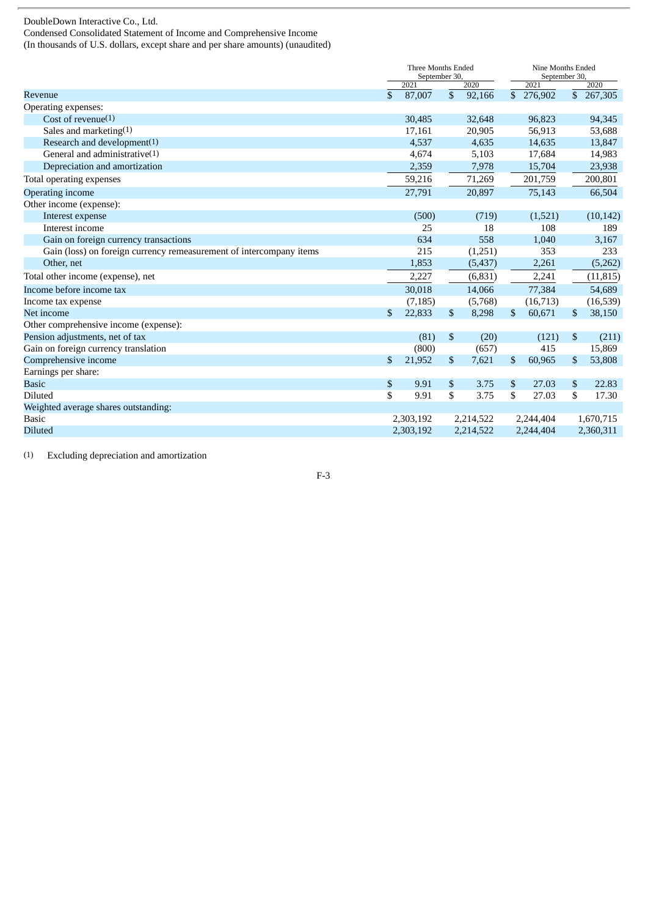DoubleDown Interactive Co., Ltd.

Condensed Consolidated Statement of Income and Comprehensive Income

(In thousands of U.S. dollars, except share and per share amounts) (unaudited)

| | Three Months Ended September 30, | | Nine Months Ended September 30, | |
|---|---|---|---|---|
| | 2021 | 2020 | 2021 | 2020 |
| Revenue | $ 87,007 | $ 92,166 | $ 276,902 | $ 267,305 |
| Operating expenses: | | | | |
| Cost of revenue(1) | 30,485 | 32,648 | 96,823 | 94,345 |
| Sales and marketing(1) | 17,161 | 20,905 | 56,913 | 53,688 |
| Research and development(1) | 4,537 | 4,635 | 14,635 | 13,847 |
| General and administrative(1) | 4,674 | 5,103 | 17,684 | 14,983 |
| Depreciation and amortization | 2,359 | 7,978 | 15,704 | 23,938 |
| Total operating expenses | 59,216 | 71,269 | 201,759 | 200,801 |
| Operating income | 27,791 | 20,897 | 75,143 | 66,504 |
| Other income (expense): | | | | |
| Interest expense | (500) | (719) | (1,521) | (10,142) |
| Interest income | 25 | 18 | 108 | 189 |
| Gain on foreign currency transactions | 634 | 558 | 1,040 | 3,167 |
| Gain (loss) on foreign currency remeasurement of intercompany items | 215 | (1,251) | 353 | 233 |
| Other, net | 1,853 | (5,437) | 2,261 | (5,262) |
| Total other income (expense), net | 2,227 | (6,831) | 2,241 | (11,815) |
| Income before income tax | 30,018 | 14,066 | 77,384 | 54,689 |
| Income tax expense | (7,185) | (5,768) | (16,713) | (16,539) |
| Net income | $ 22,833 | $ 8,298 | $ 60,671 | $ 38,150 |
| Other comprehensive income (expense): | | | | |
| Pension adjustments, net of tax | (81) | $ (20) | (121) | $ (211) |
| Gain on foreign currency translation | (800) | (657) | 415 | 15,869 |
| Comprehensive income | $ 21,952 | $ 7,621 | $ 60,965 | $ 53,808 |
| Earnings per share: | | | | |
| Basic | $ 9.91 | $ 3.75 | $ 27.03 | $ 22.83 |
| Diluted | $ 9.91 | $ 3.75 | $ 27.03 | $ 17.30 |
| Weighted average shares outstanding: | | | | |
| Basic | 2,303,192 | 2,214,522 | 2,244,404 | 1,670,715 |
| Diluted | 2,303,192 | 2,214,522 | 2,244,404 | 2,360,311 |

(1) Excluding depreciation and amortization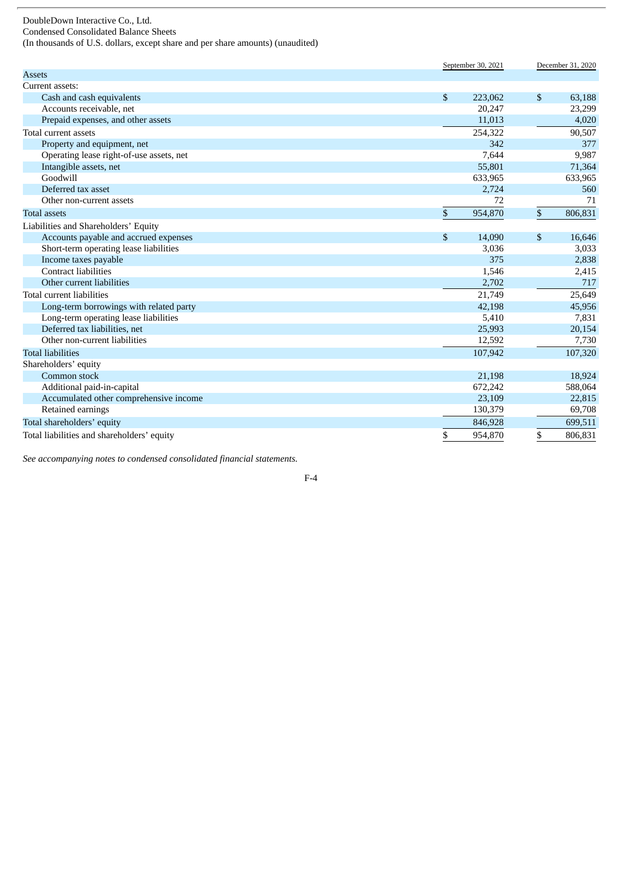DoubleDown Interactive Co., Ltd.
Condensed Consolidated Balance Sheets
(In thousands of U.S. dollars, except share and per share amounts) (unaudited)

| | September 30, 2021 | December 31, 2020 |
|---|---|---|
| **Assets** | | |
| Current assets: | | |
| Cash and cash equivalents | $ 223,062 | $ 63,188 |
| Accounts receivable, net | 20,247 | 23,299 |
| Prepaid expenses, and other assets | 11,013 | 4,020 |
| Total current assets | 254,322 | 90,507 |
| Property and equipment, net | 342 | 377 |
| Operating lease right-of-use assets, net | 7,644 | 9,987 |
| Intangible assets, net | 55,801 | 71,364 |
| Goodwill | 633,965 | 633,965 |
| Deferred tax asset | 2,724 | 560 |
| Other non-current assets | 72 | 71 |
| Total assets | $ 954,870 | $ 806,831 |
| **Liabilities and Shareholders' Equity** | | |
| Accounts payable and accrued expenses | $ 14,090 | $ 16,646 |
| Short-term operating lease liabilities | 3,036 | 3,033 |
| Income taxes payable | 375 | 2,838 |
| Contract liabilities | 1,546 | 2,415 |
| Other current liabilities | 2,702 | 717 |
| Total current liabilities | 21,749 | 25,649 |
| Long-term borrowings with related party | 42,198 | 45,956 |
| Long-term operating lease liabilities | 5,410 | 7,831 |
| Deferred tax liabilities, net | 25,993 | 20,154 |
| Other non-current liabilities | 12,592 | 7,730 |
| Total liabilities | 107,942 | 107,320 |
| Shareholders' equity | | |
| Common stock | 21,198 | 18,924 |
| Additional paid-in-capital | 672,242 | 588,064 |
| Accumulated other comprehensive income | 23,109 | 22,815 |
| Retained earnings | 130,379 | 69,708 |
| Total shareholders' equity | 846,928 | 699,511 |
| Total liabilities and shareholders' equity | $ 954,870 | $ 806,831 |

*See accompanying notes to condensed consolidated financial statements.*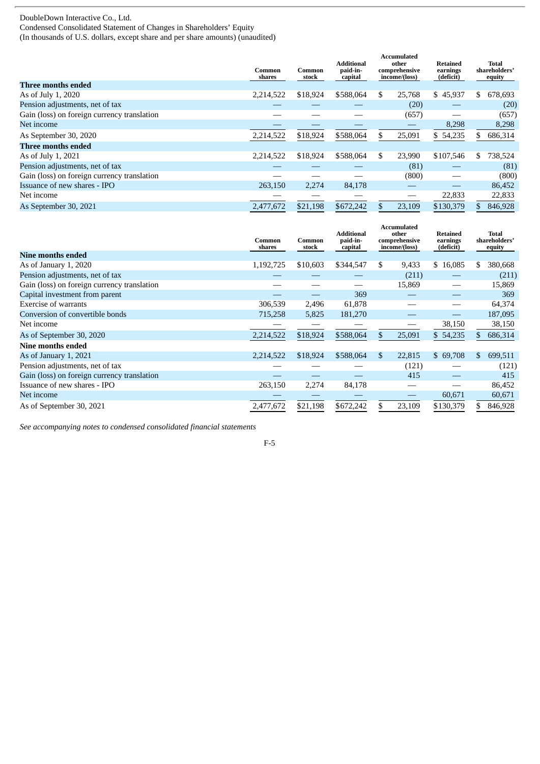DoubleDown Interactive Co., Ltd.
Condensed Consolidated Statement of Changes in Shareholders' Equity
(In thousands of U.S. dollars, except share and per share amounts) (unaudited)

| | Common shares | Common stock | Additional paid-in-capital | Accumulated other comprehensive income/(loss) | Retained earnings (deficit) | Total shareholders' equity |
|---|---|---|---|---|---|---|
| **Three months ended** | | | | | | |
| As of July 1, 2020 | 2,214,522 | $18,924 | $588,064 | $ 25,768 | $ 45,937 | $ 678,693 |
| Pension adjustments, net of tax | — | — | — | (20) | — | (20) |
| Gain (loss) on foreign currency translation | — | — | — | (657) | — | (657) |
| Net income | — | — | — | — | 8,298 | 8,298 |
| As September 30, 2020 | 2,214,522 | $18,924 | $588,064 | $ 25,091 | $ 54,235 | $ 686,314 |
| **Three months ended** | | | | | | |
| As of July 1, 2021 | 2,214,522 | $18,924 | $588,064 | $ 23,990 | $107,546 | $ 738,524 |
| Pension adjustments, net of tax | — | — | — | (81) | — | (81) |
| Gain (loss) on foreign currency translation | — | — | — | (800) | — | (800) |
| Issuance of new shares - IPO | 263,150 | 2,274 | 84,178 | — | — | 86,452 |
| Net income | — | — | — | — | 22,833 | 22,833 |
| As September 30, 2021 | 2,477,672 | $21,198 | $672,242 | $ 23,109 | $130,379 | $ 846,928 |

| | Common shares | Common stock | Additional paid-in-capital | Accumulated other comprehensive income/(loss) | Retained earnings (deficit) | Total shareholders' equity |
|---|---|---|---|---|---|---|
| **Nine months ended** | | | | | | |
| As of January 1, 2020 | 1,192,725 | $10,603 | $344,547 | $ 9,433 | $ 16,085 | $ 380,668 |
| Pension adjustments, net of tax | — | — | — | (211) | — | (211) |
| Gain (loss) on foreign currency translation | — | — | — | 15,869 | — | 15,869 |
| Capital investment from parent | — | — | 369 | — | — | 369 |
| Exercise of warrants | 306,539 | 2,496 | 61,878 | — | — | 64,374 |
| Conversion of convertible bonds | 715,258 | 5,825 | 181,270 | — | — | 187,095 |
| Net income | — | — | — | — | 38,150 | 38,150 |
| As of September 30, 2020 | 2,214,522 | $18,924 | $588,064 | $ 25,091 | $ 54,235 | $ 686,314 |
| **Nine months ended** | | | | | | |
| As of January 1, 2021 | 2,214,522 | $18,924 | $588,064 | $ 22,815 | $ 69,708 | $ 699,511 |
| Pension adjustments, net of tax | — | — | — | (121) | — | (121) |
| Gain (loss) on foreign currency translation | — | — | — | 415 | — | 415 |
| Issuance of new shares - IPO | 263,150 | 2,274 | 84,178 | — | — | 86,452 |
| Net income | — | — | — | — | 60,671 | 60,671 |
| As of September 30, 2021 | 2,477,672 | $21,198 | $672,242 | $ 23,109 | $130,379 | $ 846,928 |

*See accompanying notes to condensed consolidated financial statements*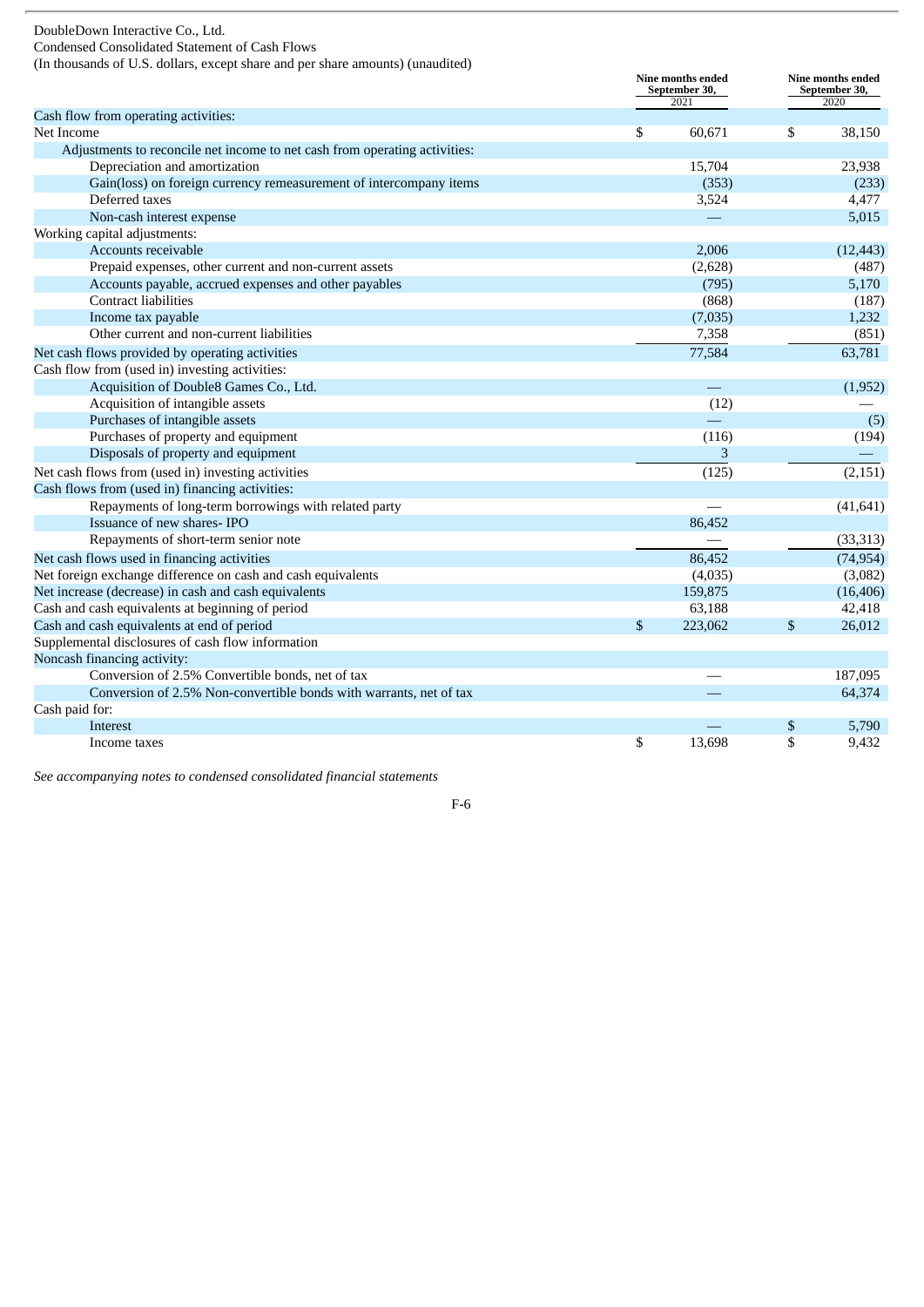DoubleDown Interactive Co., Ltd.

Condensed Consolidated Statement of Cash Flows

(In thousands of U.S. dollars, except share and per share amounts) (unaudited)

| | Nine months ended September 30, 2021 | Nine months ended September 30, 2020 |
|---|---|---|
| Cash flow from operating activities: | | |
| Net Income | $ 60,671 | $ 38,150 |
| Adjustments to reconcile net income to net cash from operating activities: | | |
| Depreciation and amortization | 15,704 | 23,938 |
| Gain(loss) on foreign currency remeasurement of intercompany items | (353) | (233) |
| Deferred taxes | 3,524 | 4,477 |
| Non-cash interest expense | — | 5,015 |
| Working capital adjustments: | | |
| Accounts receivable | 2,006 | (12,443) |
| Prepaid expenses, other current and non-current assets | (2,628) | (487) |
| Accounts payable, accrued expenses and other payables | (795) | 5,170 |
| Contract liabilities | (868) | (187) |
| Income tax payable | (7,035) | 1,232 |
| Other current and non-current liabilities | 7,358 | (851) |
| Net cash flows provided by operating activities | 77,584 | 63,781 |
| Cash flow from (used in) investing activities: | | |
| Acquisition of Double8 Games Co., Ltd. | — | (1,952) |
| Acquisition of intangible assets | (12) | — |
| Purchases of intangible assets | — | (5) |
| Purchases of property and equipment | (116) | (194) |
| Disposals of property and equipment | 3 | — |
| Net cash flows from (used in) investing activities | (125) | (2,151) |
| Cash flows from (used in) financing activities: | | |
| Repayments of long-term borrowings with related party | — | (41,641) |
| Issuance of new shares- IPO | 86,452 | |
| Repayments of short-term senior note | — | (33,313) |
| Net cash flows used in financing activities | 86,452 | (74,954) |
| Net foreign exchange difference on cash and cash equivalents | (4,035) | (3,082) |
| Net increase (decrease) in cash and cash equivalents | 159,875 | (16,406) |
| Cash and cash equivalents at beginning of period | 63,188 | 42,418 |
| Cash and cash equivalents at end of period | $ 223,062 | $ 26,012 |
| Supplemental disclosures of cash flow information | | |
| Noncash financing activity: | | |
| Conversion of 2.5% Convertible bonds, net of tax | — | 187,095 |
| Conversion of 2.5% Non-convertible bonds with warrants, net of tax | — | 64,374 |
| Cash paid for: | | |
| Interest | — | $ 5,790 |
| Income taxes | $ 13,698 | $ 9,432 |

*See accompanying notes to condensed consolidated financial statements*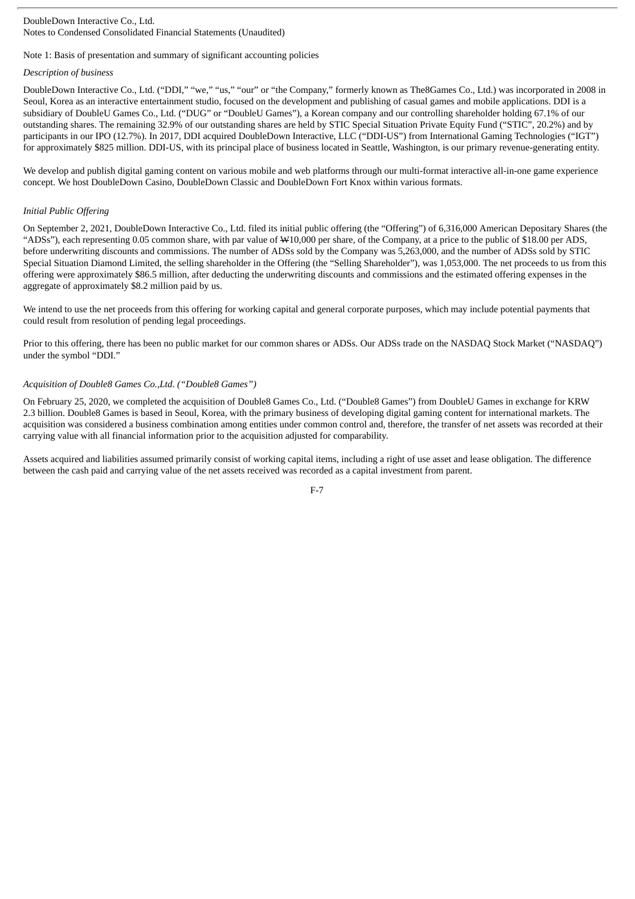DoubleDown Interactive Co., Ltd.
Notes to Condensed Consolidated Financial Statements (Unaudited)

Note 1: Basis of presentation and summary of significant accounting policies

*Description of business*

DoubleDown Interactive Co., Ltd. (“DDI,” “we,” “us,” “our” or “the Company,” formerly known as The8Games Co., Ltd.) was incorporated in 2008 in Seoul, Korea as an interactive entertainment studio, focused on the development and publishing of casual games and mobile applications. DDI is a subsidiary of DoubleU Games Co., Ltd. (“DUG” or “DoubleU Games”), a Korean company and our controlling shareholder holding 67.1% of our outstanding shares. The remaining 32.9% of our outstanding shares are held by STIC Special Situation Private Equity Fund (“STIC”, 20.2%) and by participants in our IPO (12.7%). In 2017, DDI acquired DoubleDown Interactive, LLC (“DDI-US”) from International Gaming Technologies (“IGT”) for approximately $825 million. DDI-US, with its principal place of business located in Seattle, Washington, is our primary revenue-generating entity.

We develop and publish digital gaming content on various mobile and web platforms through our multi-format interactive all-in-one game experience concept. We host DoubleDown Casino, DoubleDown Classic and DoubleDown Fort Knox within various formats.

*Initial Public Offering*

On September 2, 2021, DoubleDown Interactive Co., Ltd. filed its initial public offering (the “Offering”) of 6,316,000 American Depositary Shares (the “ADSs”), each representing 0.05 common share, with par value of ₩10,000 per share, of the Company, at a price to the public of $18.00 per ADS, before underwriting discounts and commissions. The number of ADSs sold by the Company was 5,263,000, and the number of ADSs sold by STIC Special Situation Diamond Limited, the selling shareholder in the Offering (the “Selling Shareholder”), was 1,053,000. The net proceeds to us from this offering were approximately $86.5 million, after deducting the underwriting discounts and commissions and the estimated offering expenses in the aggregate of approximately $8.2 million paid by us.

We intend to use the net proceeds from this offering for working capital and general corporate purposes, which may include potential payments that could result from resolution of pending legal proceedings.

Prior to this offering, there has been no public market for our common shares or ADSs. Our ADSs trade on the NASDAQ Stock Market (“NASDAQ”) under the symbol “DDI.”

*Acquisition of Double8 Games Co.,Ltd. (“Double8 Games”)*

On February 25, 2020, we completed the acquisition of Double8 Games Co., Ltd. (“Double8 Games”) from DoubleU Games in exchange for KRW 2.3 billion. Double8 Games is based in Seoul, Korea, with the primary business of developing digital gaming content for international markets. The acquisition was considered a business combination among entities under common control and, therefore, the transfer of net assets was recorded at their carrying value with all financial information prior to the acquisition adjusted for comparability.

Assets acquired and liabilities assumed primarily consist of working capital items, including a right of use asset and lease obligation. The difference between the cash paid and carrying value of the net assets received was recorded as a capital investment from parent.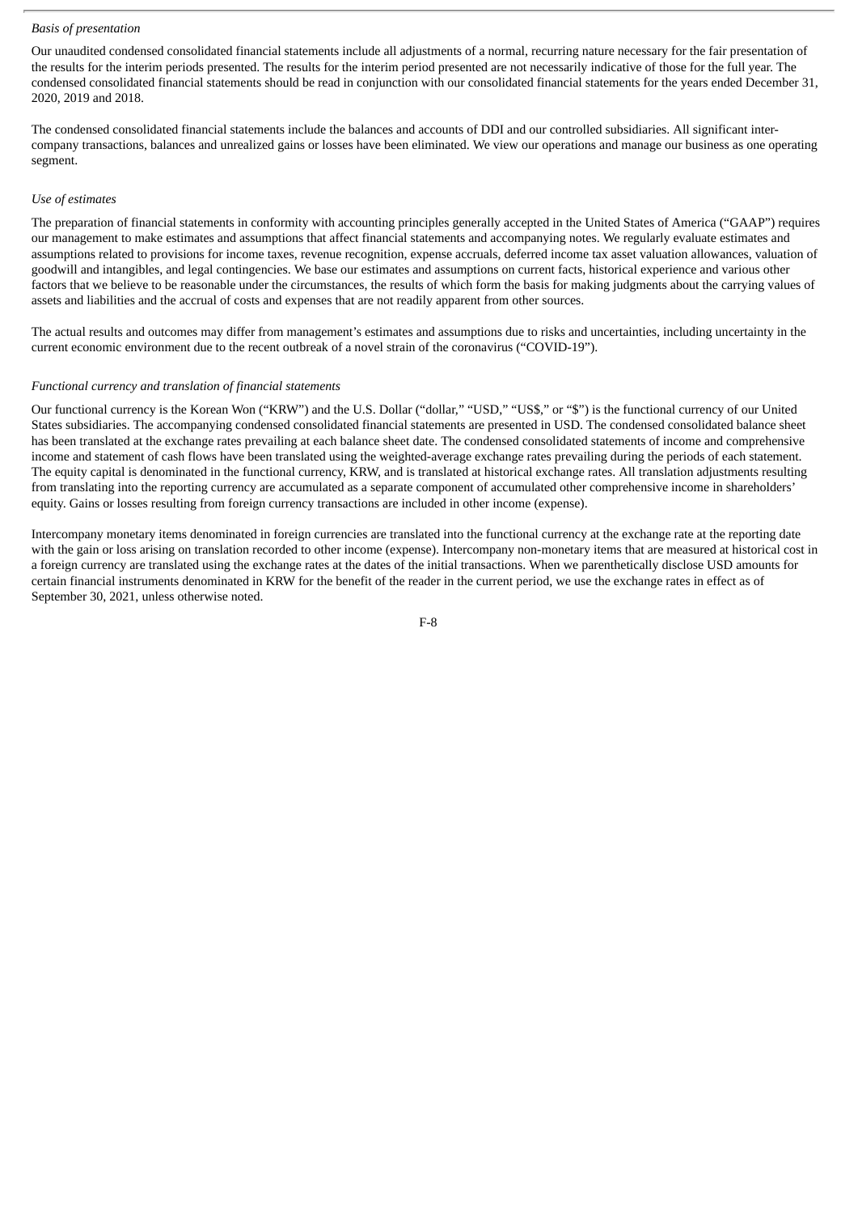*Basis of presentation*

Our unaudited condensed consolidated financial statements include all adjustments of a normal, recurring nature necessary for the fair presentation of the results for the interim periods presented. The results for the interim period presented are not necessarily indicative of those for the full year. The condensed consolidated financial statements should be read in conjunction with our consolidated financial statements for the years ended December 31, 2020, 2019 and 2018.

The condensed consolidated financial statements include the balances and accounts of DDI and our controlled subsidiaries. All significant inter-company transactions, balances and unrealized gains or losses have been eliminated. We view our operations and manage our business as one operating segment.

*Use of estimates*

The preparation of financial statements in conformity with accounting principles generally accepted in the United States of America ("GAAP") requires our management to make estimates and assumptions that affect financial statements and accompanying notes. We regularly evaluate estimates and assumptions related to provisions for income taxes, revenue recognition, expense accruals, deferred income tax asset valuation allowances, valuation of goodwill and intangibles, and legal contingencies. We base our estimates and assumptions on current facts, historical experience and various other factors that we believe to be reasonable under the circumstances, the results of which form the basis for making judgments about the carrying values of assets and liabilities and the accrual of costs and expenses that are not readily apparent from other sources.

The actual results and outcomes may differ from management's estimates and assumptions due to risks and uncertainties, including uncertainty in the current economic environment due to the recent outbreak of a novel strain of the coronavirus ("COVID-19").

*Functional currency and translation of financial statements*

Our functional currency is the Korean Won ("KRW") and the U.S. Dollar ("dollar," "USD," "US$," or "$") is the functional currency of our United States subsidiaries. The accompanying condensed consolidated financial statements are presented in USD. The condensed consolidated balance sheet has been translated at the exchange rates prevailing at each balance sheet date. The condensed consolidated statements of income and comprehensive income and statement of cash flows have been translated using the weighted-average exchange rates prevailing during the periods of each statement. The equity capital is denominated in the functional currency, KRW, and is translated at historical exchange rates. All translation adjustments resulting from translating into the reporting currency are accumulated as a separate component of accumulated other comprehensive income in shareholders' equity. Gains or losses resulting from foreign currency transactions are included in other income (expense).

Intercompany monetary items denominated in foreign currencies are translated into the functional currency at the exchange rate at the reporting date with the gain or loss arising on translation recorded to other income (expense). Intercompany non-monetary items that are measured at historical cost in a foreign currency are translated using the exchange rates at the dates of the initial transactions. When we parenthetically disclose USD amounts for certain financial instruments denominated in KRW for the benefit of the reader in the current period, we use the exchange rates in effect as of September 30, 2021, unless otherwise noted.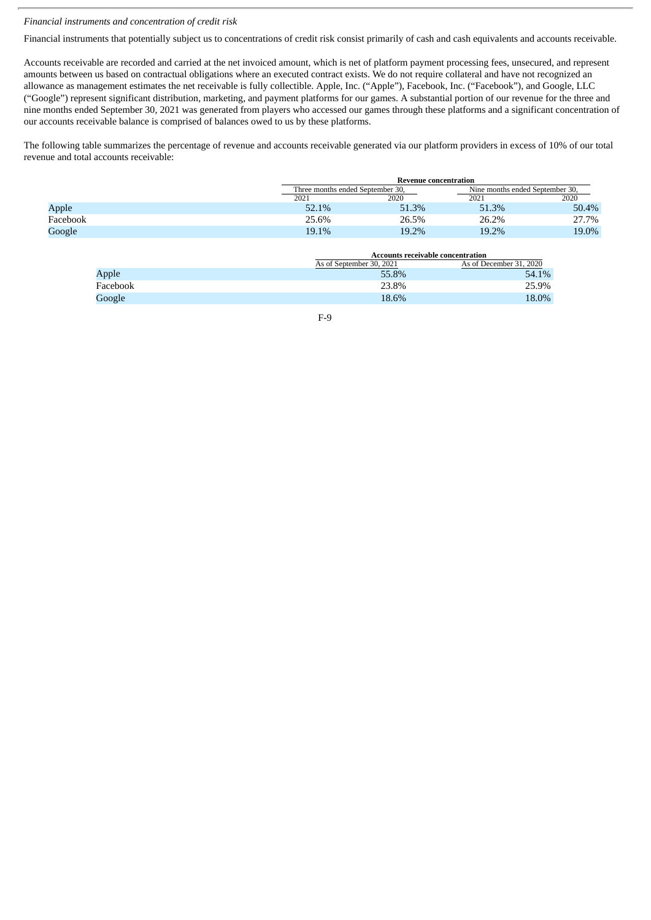*Financial instruments and concentration of credit risk*

Financial instruments that potentially subject us to concentrations of credit risk consist primarily of cash and cash equivalents and accounts receivable.

Accounts receivable are recorded and carried at the net invoiced amount, which is net of platform payment processing fees, unsecured, and represent amounts between us based on contractual obligations where an executed contract exists. We do not require collateral and have not recognized an allowance as management estimates the net receivable is fully collectible. Apple, Inc. ("Apple"), Facebook, Inc. ("Facebook"), and Google, LLC ("Google") represent significant distribution, marketing, and payment platforms for our games. A substantial portion of our revenue for the three and nine months ended September 30, 2021 was generated from players who accessed our games through these platforms and a significant concentration of our accounts receivable balance is comprised of balances owed to us by these platforms.

The following table summarizes the percentage of revenue and accounts receivable generated via our platform providers in excess of 10% of our total revenue and total accounts receivable:

| | Revenue concentration | | | |
|---|---|---|---|---|
| | Three months ended September 30, | | Nine months ended September 30, | |
| | 2021 | 2020 | 2021 | 2020 |
| Apple | 52.1% | 51.3% | 51.3% | 50.4% |
| Facebook | 25.6% | 26.5% | 26.2% | 27.7% |
| Google | 19.1% | 19.2% | 19.2% | 19.0% |

| | Accounts receivable concentration | |
|---|---|---|
| | As of September 30, 2021 | As of December 31, 2020 |
| Apple | 55.8% | 54.1% |
| Facebook | 23.8% | 25.9% |
| Google | 18.6% | 18.0% |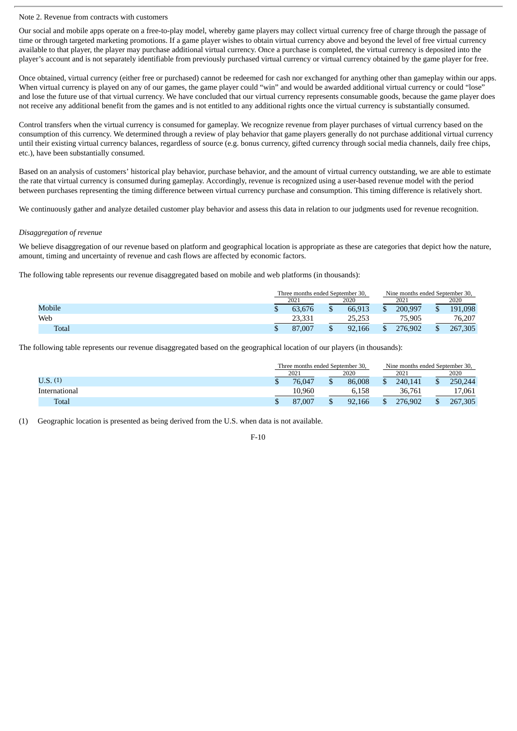Note 2. Revenue from contracts with customers

Our social and mobile apps operate on a free-to-play model, whereby game players may collect virtual currency free of charge through the passage of time or through targeted marketing promotions. If a game player wishes to obtain virtual currency above and beyond the level of free virtual currency available to that player, the player may purchase additional virtual currency. Once a purchase is completed, the virtual currency is deposited into the player's account and is not separately identifiable from previously purchased virtual currency or virtual currency obtained by the game player for free.

Once obtained, virtual currency (either free or purchased) cannot be redeemed for cash nor exchanged for anything other than gameplay within our apps. When virtual currency is played on any of our games, the game player could "win" and would be awarded additional virtual currency or could "lose" and lose the future use of that virtual currency. We have concluded that our virtual currency represents consumable goods, because the game player does not receive any additional benefit from the games and is not entitled to any additional rights once the virtual currency is substantially consumed.

Control transfers when the virtual currency is consumed for gameplay. We recognize revenue from player purchases of virtual currency based on the consumption of this currency. We determined through a review of play behavior that game players generally do not purchase additional virtual currency until their existing virtual currency balances, regardless of source (e.g. bonus currency, gifted currency through social media channels, daily free chips, etc.), have been substantially consumed.

Based on an analysis of customers' historical play behavior, purchase behavior, and the amount of virtual currency outstanding, we are able to estimate the rate that virtual currency is consumed during gameplay. Accordingly, revenue is recognized using a user-based revenue model with the period between purchases representing the timing difference between virtual currency purchase and consumption. This timing difference is relatively short.

We continuously gather and analyze detailed customer play behavior and assess this data in relation to our judgments used for revenue recognition.

*Disaggregation of revenue*

We believe disaggregation of our revenue based on platform and geographical location is appropriate as these are categories that depict how the nature, amount, timing and uncertainty of revenue and cash flows are affected by economic factors.

The following table represents our revenue disaggregated based on mobile and web platforms (in thousands):

| | Three months ended September 30, | | Nine months ended September 30, | |
|---|---|---|---|---|
| | 2021 | 2020 | 2021 | 2020 |
| Mobile | $ 63,676 | $ 66,913 | $ 200,997 | $ 191,098 |
| Web | 23,331 | 25,253 | 75,905 | 76,207 |
| Total | $ 87,007 | $ 92,166 | $ 276,902 | $ 267,305 |

The following table represents our revenue disaggregated based on the geographical location of our players (in thousands):

| | Three months ended September 30, | | Nine months ended September 30, | |
|---|---|---|---|---|
| | 2021 | 2020 | 2021 | 2020 |
| U.S. (1) | $ 76,047 | $ 86,008 | $ 240,141 | $ 250,244 |
| International | 10,960 | 6,158 | 36,761 | 17,061 |
| Total | $ 87,007 | $ 92,166 | $ 276,902 | $ 267,305 |

(1) Geographic location is presented as being derived from the U.S. when data is not available.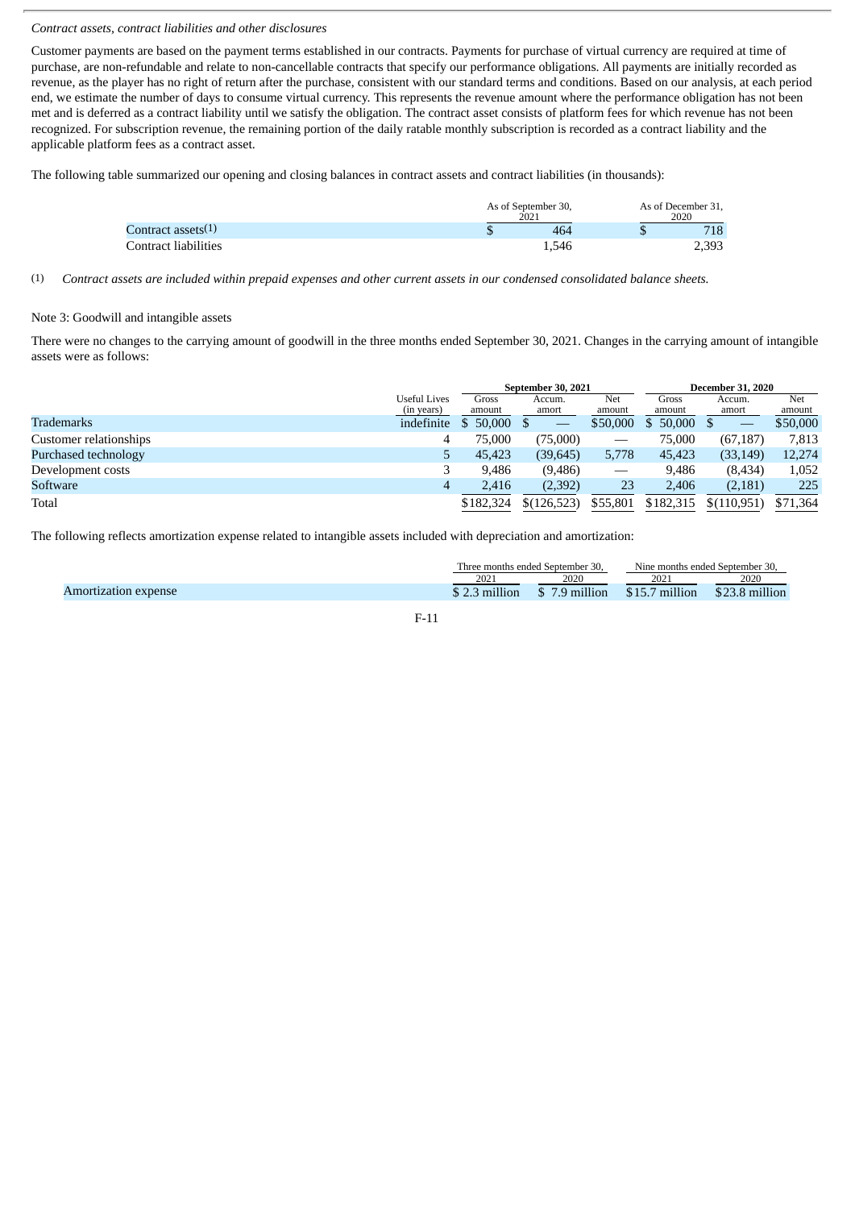*Contract assets, contract liabilities and other disclosures*

Customer payments are based on the payment terms established in our contracts. Payments for purchase of virtual currency are required at time of purchase, are non-refundable and relate to non-cancellable contracts that specify our performance obligations. All payments are initially recorded as revenue, as the player has no right of return after the purchase, consistent with our standard terms and conditions. Based on our analysis, at each period end, we estimate the number of days to consume virtual currency. This represents the revenue amount where the performance obligation has not been met and is deferred as a contract liability until we satisfy the obligation. The contract asset consists of platform fees for which revenue has not been recognized. For subscription revenue, the remaining portion of the daily ratable monthly subscription is recorded as a contract liability and the applicable platform fees as a contract asset.

The following table summarized our opening and closing balances in contract assets and contract liabilities (in thousands):

| | As of September 30, 2021 | As of December 31, 2020 |
|---|---|---|
| Contract assets(1) | $ 464 | $ 718 |
| Contract liabilities | 1,546 | 2,393 |

(1) *Contract assets are included within prepaid expenses and other current assets in our condensed consolidated balance sheets.*

Note 3: Goodwill and intangible assets

There were no changes to the carrying amount of goodwill in the three months ended September 30, 2021. Changes in the carrying amount of intangible assets were as follows:

| | | **September 30, 2021** | | | **December 31, 2020** | | |
|---|---|---|---|---|---|---|---|
| | Useful Lives (in years) | Gross amount | Accum. amort | Net amount | Gross amount | Accum. amort | Net amount |
| Trademarks | indefinite | $ 50,000 | $ — | $50,000 | $ 50,000 | $ — | $50,000 |
| Customer relationships | 4 | 75,000 | (75,000) | — | 75,000 | (67,187) | 7,813 |
| Purchased technology | 5 | 45,423 | (39,645) | 5,778 | 45,423 | (33,149) | 12,274 |
| Development costs | 3 | 9,486 | (9,486) | — | 9,486 | (8,434) | 1,052 |
| Software | 4 | 2,416 | (2,392) | 23 | 2,406 | (2,181) | 225 |
| Total | | $182,324 | $(126,523) | $55,801 | $182,315 | $(110,951) | $71,364 |

The following reflects amortization expense related to intangible assets included with depreciation and amortization:

| | Three months ended September 30, | | Nine months ended September 30, | |
|---|---|---|---|---|
| | 2021 | 2020 | 2021 | 2020 |
| Amortization expense | $ 2.3 million | $ 7.9 million | $15.7 million | $23.8 million |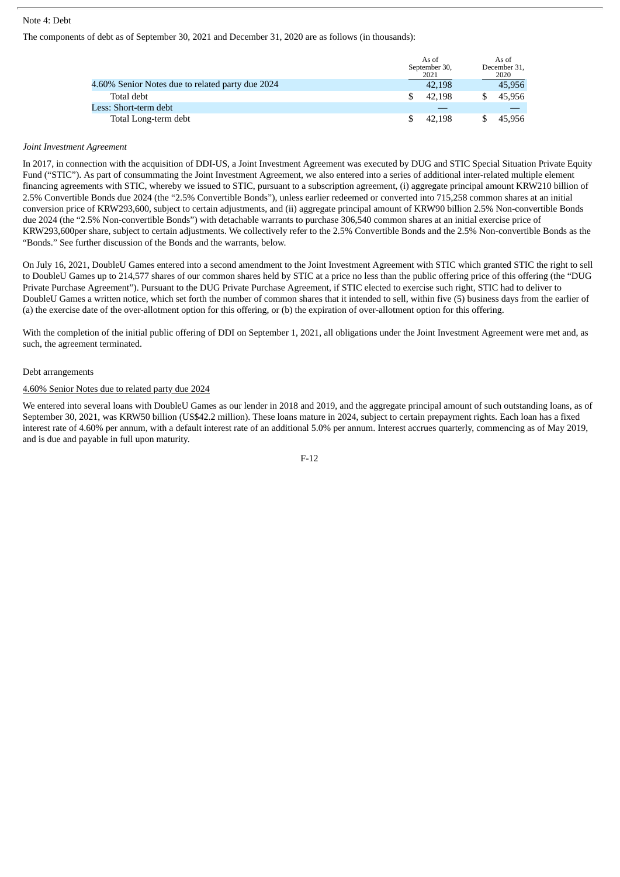Note 4: Debt

The components of debt as of September 30, 2021 and December 31, 2020 are as follows (in thousands):

| | As of September 30, 2021 | As of December 31, 2020 |
|---|---|---|
| 4.60% Senior Notes due to related party due 2024 | 42,198 | 45,956 |
| Total debt | $ 42,198 | $ 45,956 |
| Less: Short-term debt | — | — |
| Total Long-term debt | $ 42,198 | $ 45,956 |

*Joint Investment Agreement*

In 2017, in connection with the acquisition of DDI-US, a Joint Investment Agreement was executed by DUG and STIC Special Situation Private Equity Fund ("STIC"). As part of consummating the Joint Investment Agreement, we also entered into a series of additional inter-related multiple element financing agreements with STIC, whereby we issued to STIC, pursuant to a subscription agreement, (i) aggregate principal amount KRW210 billion of 2.5% Convertible Bonds due 2024 (the "2.5% Convertible Bonds"), unless earlier redeemed or converted into 715,258 common shares at an initial conversion price of KRW293,600, subject to certain adjustments, and (ii) aggregate principal amount of KRW90 billion 2.5% Non-convertible Bonds due 2024 (the "2.5% Non-convertible Bonds") with detachable warrants to purchase 306,540 common shares at an initial exercise price of KRW293,600per share, subject to certain adjustments. We collectively refer to the 2.5% Convertible Bonds and the 2.5% Non-convertible Bonds as the "Bonds." See further discussion of the Bonds and the warrants, below.

On July 16, 2021, DoubleU Games entered into a second amendment to the Joint Investment Agreement with STIC which granted STIC the right to sell to DoubleU Games up to 214,577 shares of our common shares held by STIC at a price no less than the public offering price of this offering (the "DUG Private Purchase Agreement"). Pursuant to the DUG Private Purchase Agreement, if STIC elected to exercise such right, STIC had to deliver to DoubleU Games a written notice, which set forth the number of common shares that it intended to sell, within five (5) business days from the earlier of (a) the exercise date of the over-allotment option for this offering, or (b) the expiration of over-allotment option for this offering.

With the completion of the initial public offering of DDI on September 1, 2021, all obligations under the Joint Investment Agreement were met and, as such, the agreement terminated.

Debt arrangements

4.60% Senior Notes due to related party due 2024

We entered into several loans with DoubleU Games as our lender in 2018 and 2019, and the aggregate principal amount of such outstanding loans, as of September 30, 2021, was KRW50 billion (US$42.2 million). These loans mature in 2024, subject to certain prepayment rights. Each loan has a fixed interest rate of 4.60% per annum, with a default interest rate of an additional 5.0% per annum. Interest accrues quarterly, commencing as of May 2019, and is due and payable in full upon maturity.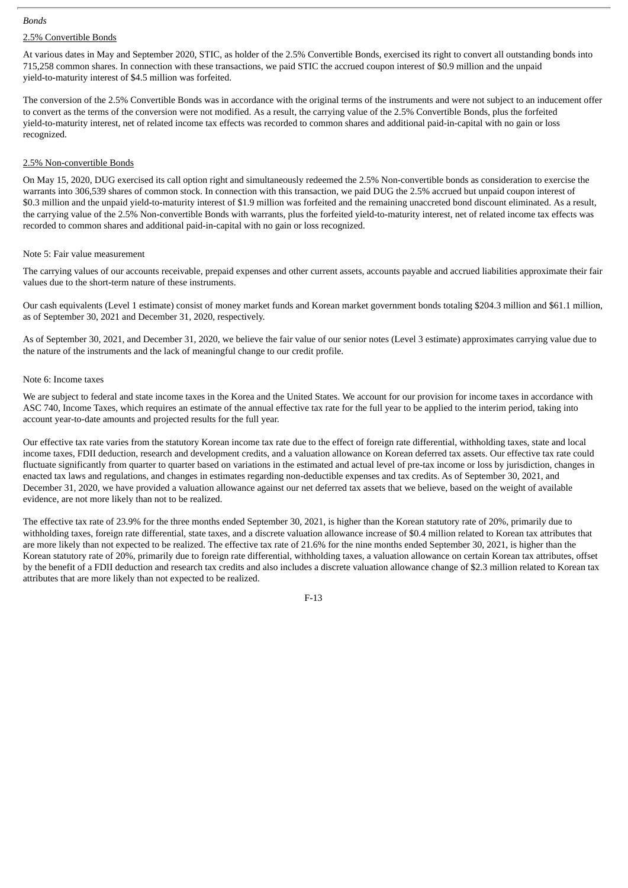*Bonds*

2.5% Convertible Bonds

At various dates in May and September 2020, STIC, as holder of the 2.5% Convertible Bonds, exercised its right to convert all outstanding bonds into 715,258 common shares. In connection with these transactions, we paid STIC the accrued coupon interest of $0.9 million and the unpaid yield-to-maturity interest of $4.5 million was forfeited.

The conversion of the 2.5% Convertible Bonds was in accordance with the original terms of the instruments and were not subject to an inducement offer to convert as the terms of the conversion were not modified. As a result, the carrying value of the 2.5% Convertible Bonds, plus the forfeited yield-to-maturity interest, net of related income tax effects was recorded to common shares and additional paid-in-capital with no gain or loss recognized.

2.5% Non-convertible Bonds

On May 15, 2020, DUG exercised its call option right and simultaneously redeemed the 2.5% Non-convertible bonds as consideration to exercise the warrants into 306,539 shares of common stock. In connection with this transaction, we paid DUG the 2.5% accrued but unpaid coupon interest of $0.3 million and the unpaid yield-to-maturity interest of $1.9 million was forfeited and the remaining unaccreted bond discount eliminated. As a result, the carrying value of the 2.5% Non-convertible Bonds with warrants, plus the forfeited yield-to-maturity interest, net of related income tax effects was recorded to common shares and additional paid-in-capital with no gain or loss recognized.

Note 5: Fair value measurement

The carrying values of our accounts receivable, prepaid expenses and other current assets, accounts payable and accrued liabilities approximate their fair values due to the short-term nature of these instruments.

Our cash equivalents (Level 1 estimate) consist of money market funds and Korean market government bonds totaling $204.3 million and $61.1 million, as of September 30, 2021 and December 31, 2020, respectively.

As of September 30, 2021, and December 31, 2020, we believe the fair value of our senior notes (Level 3 estimate) approximates carrying value due to the nature of the instruments and the lack of meaningful change to our credit profile.

Note 6: Income taxes

We are subject to federal and state income taxes in the Korea and the United States. We account for our provision for income taxes in accordance with ASC 740, Income Taxes, which requires an estimate of the annual effective tax rate for the full year to be applied to the interim period, taking into account year-to-date amounts and projected results for the full year.

Our effective tax rate varies from the statutory Korean income tax rate due to the effect of foreign rate differential, withholding taxes, state and local income taxes, FDII deduction, research and development credits, and a valuation allowance on Korean deferred tax assets. Our effective tax rate could fluctuate significantly from quarter to quarter based on variations in the estimated and actual level of pre-tax income or loss by jurisdiction, changes in enacted tax laws and regulations, and changes in estimates regarding non-deductible expenses and tax credits. As of September 30, 2021, and December 31, 2020, we have provided a valuation allowance against our net deferred tax assets that we believe, based on the weight of available evidence, are not more likely than not to be realized.

The effective tax rate of 23.9% for the three months ended September 30, 2021, is higher than the Korean statutory rate of 20%, primarily due to withholding taxes, foreign rate differential, state taxes, and a discrete valuation allowance increase of $0.4 million related to Korean tax attributes that are more likely than not expected to be realized. The effective tax rate of 21.6% for the nine months ended September 30, 2021, is higher than the Korean statutory rate of 20%, primarily due to foreign rate differential, withholding taxes, a valuation allowance on certain Korean tax attributes, offset by the benefit of a FDII deduction and research tax credits and also includes a discrete valuation allowance change of $2.3 million related to Korean tax attributes that are more likely than not expected to be realized.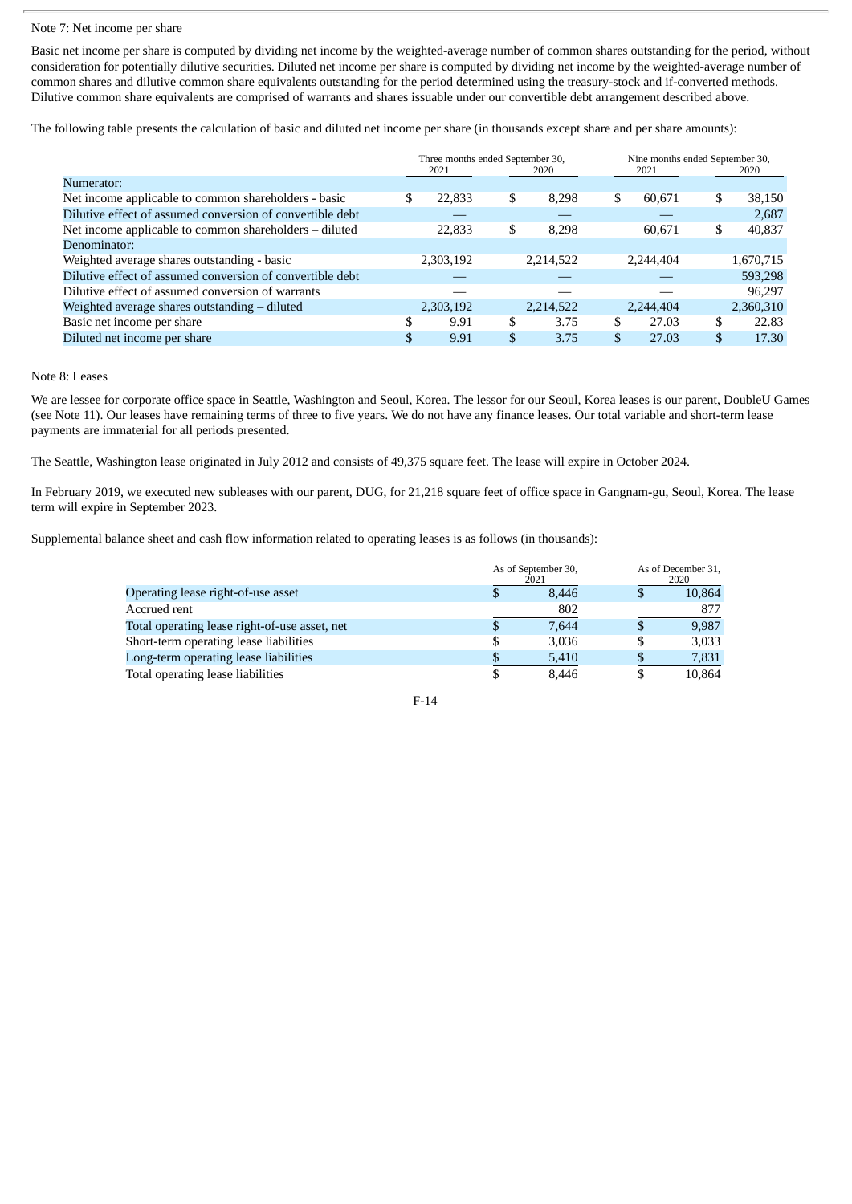Note 7: Net income per share

Basic net income per share is computed by dividing net income by the weighted-average number of common shares outstanding for the period, without consideration for potentially dilutive securities. Diluted net income per share is computed by dividing net income by the weighted-average number of common shares and dilutive common share equivalents outstanding for the period determined using the treasury-stock and if-converted methods. Dilutive common share equivalents are comprised of warrants and shares issuable under our convertible debt arrangement described above.

The following table presents the calculation of basic and diluted net income per share (in thousands except share and per share amounts):

| | Three months ended September 30, | | Nine months ended September 30, | |
|---|---|---|---|---|
| | 2021 | 2020 | 2021 | 2020 |
| Numerator: | | | | |
| Net income applicable to common shareholders - basic | $ 22,833 | $ 8,298 | $ 60,671 | $ 38,150 |
| Dilutive effect of assumed conversion of convertible debt | — | — | — | 2,687 |
| Net income applicable to common shareholders – diluted | 22,833 | $ 8,298 | 60,671 | $ 40,837 |
| Denominator: | | | | |
| Weighted average shares outstanding - basic | 2,303,192 | 2,214,522 | 2,244,404 | 1,670,715 |
| Dilutive effect of assumed conversion of convertible debt | — | — | — | 593,298 |
| Dilutive effect of assumed conversion of warrants | — | — | — | 96,297 |
| Weighted average shares outstanding – diluted | 2,303,192 | 2,214,522 | 2,244,404 | 2,360,310 |
| Basic net income per share | $ 9.91 | $ 3.75 | $ 27.03 | $ 22.83 |
| Diluted net income per share | $ 9.91 | $ 3.75 | $ 27.03 | $ 17.30 |

Note 8: Leases

We are lessee for corporate office space in Seattle, Washington and Seoul, Korea. The lessor for our Seoul, Korea leases is our parent, DoubleU Games (see Note 11). Our leases have remaining terms of three to five years. We do not have any finance leases. Our total variable and short-term lease payments are immaterial for all periods presented.

The Seattle, Washington lease originated in July 2012 and consists of 49,375 square feet. The lease will expire in October 2024.

In February 2019, we executed new subleases with our parent, DUG, for 21,218 square feet of office space in Gangnam-gu, Seoul, Korea. The lease term will expire in September 2023.

Supplemental balance sheet and cash flow information related to operating leases is as follows (in thousands):

| | As of September 30, 2021 | As of December 31, 2020 |
|---|---|---|
| Operating lease right-of-use asset | $ 8,446 | $ 10,864 |
| Accrued rent | 802 | 877 |
| Total operating lease right-of-use asset, net | $ 7,644 | $ 9,987 |
| Short-term operating lease liabilities | $ 3,036 | $ 3,033 |
| Long-term operating lease liabilities | $ 5,410 | $ 7,831 |
| Total operating lease liabilities | $ 8,446 | $ 10,864 |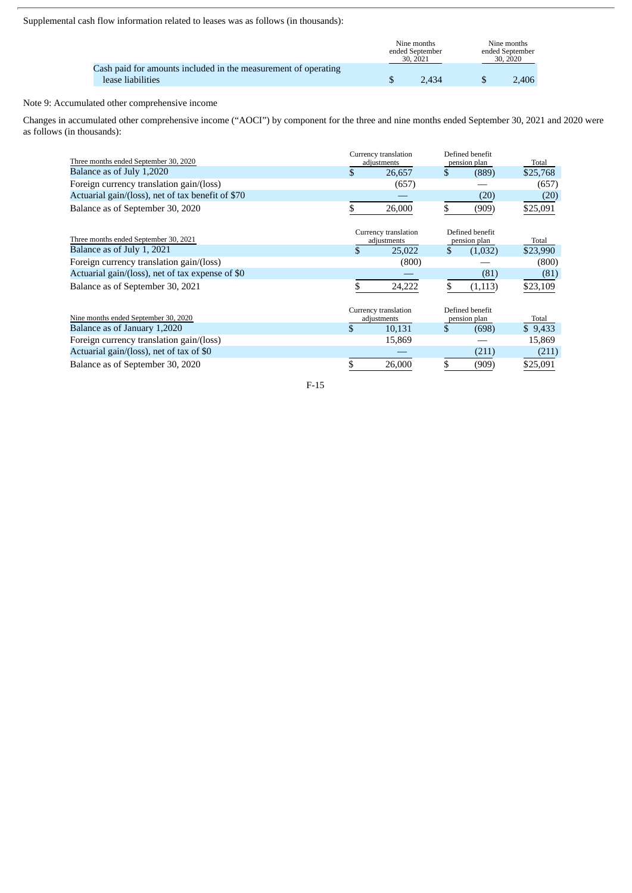Supplemental cash flow information related to leases was as follows (in thousands):

| | Nine months ended September 30, 2021 | Nine months ended September 30, 2020 |
|---|---|---|
| Cash paid for amounts included in the measurement of operating lease liabilities | $ 2,434 | $ 2,406 |

Note 9: Accumulated other comprehensive income

Changes in accumulated other comprehensive income ("AOCI") by component for the three and nine months ended September 30, 2021 and 2020 were as follows (in thousands):

| Three months ended September 30, 2020 | Currency translation adjustments | Defined benefit pension plan | Total |
|---|---|---|---|
| Balance as of July 1,2020 | $ 26,657 | $ (889) | $25,768 |
| Foreign currency translation gain/(loss) | (657) | — | (657) |
| Actuarial gain/(loss), net of tax benefit of $70 | — | (20) | (20) |
| Balance as of September 30, 2020 | $ 26,000 | $ (909) | $25,091 |

| Three months ended September 30, 2021 | Currency translation adjustments | Defined benefit pension plan | Total |
|---|---|---|---|
| Balance as of July 1, 2021 | $ 25,022 | $ (1,032) | $23,990 |
| Foreign currency translation gain/(loss) | (800) | — | (800) |
| Actuarial gain/(loss), net of tax expense of $0 | — | (81) | (81) |
| Balance as of September 30, 2021 | $ 24,222 | $ (1,113) | $23,109 |

| Nine months ended September 30, 2020 | Currency translation adjustments | Defined benefit pension plan | Total |
|---|---|---|---|
| Balance as of January 1,2020 | $ 10,131 | $ (698) | $ 9,433 |
| Foreign currency translation gain/(loss) | 15,869 | — | 15,869 |
| Actuarial gain/(loss), net of tax of $0 | — | (211) | (211) |
| Balance as of September 30, 2020 | $ 26,000 | $ (909) | $25,091 |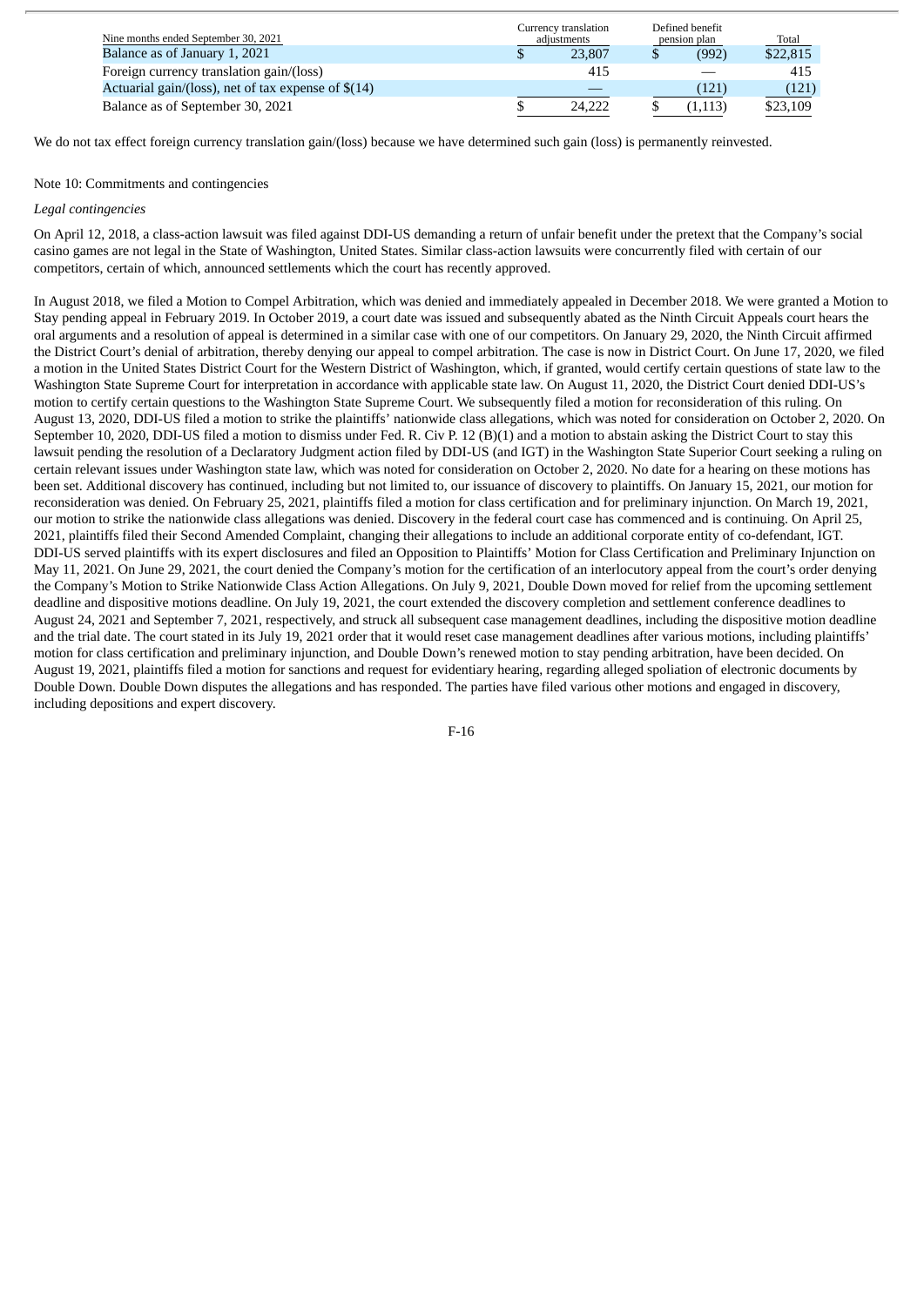| Nine months ended September 30, 2021 | Currency translation adjustments | Defined benefit pension plan | Total |
|---|---|---|---|
| Balance as of January 1, 2021 | $ 23,807 | $ (992) | $22,815 |
| Foreign currency translation gain/(loss) | 415 | — | 415 |
| Actuarial gain/(loss), net of tax expense of $(14) | — | (121) | (121) |
| Balance as of September 30, 2021 | $ 24,222 | $ (1,113) | $23,109 |

We do not tax effect foreign currency translation gain/(loss) because we have determined such gain (loss) is permanently reinvested.

Note 10: Commitments and contingencies

*Legal contingencies*

On April 12, 2018, a class-action lawsuit was filed against DDI-US demanding a return of unfair benefit under the pretext that the Company's social casino games are not legal in the State of Washington, United States. Similar class-action lawsuits were concurrently filed with certain of our competitors, certain of which, announced settlements which the court has recently approved.

In August 2018, we filed a Motion to Compel Arbitration, which was denied and immediately appealed in December 2018. We were granted a Motion to Stay pending appeal in February 2019. In October 2019, a court date was issued and subsequently abated as the Ninth Circuit Appeals court hears the oral arguments and a resolution of appeal is determined in a similar case with one of our competitors. On January 29, 2020, the Ninth Circuit affirmed the District Court's denial of arbitration, thereby denying our appeal to compel arbitration. The case is now in District Court. On June 17, 2020, we filed a motion in the United States District Court for the Western District of Washington, which, if granted, would certify certain questions of state law to the Washington State Supreme Court for interpretation in accordance with applicable state law. On August 11, 2020, the District Court denied DDI-US's motion to certify certain questions to the Washington State Supreme Court. We subsequently filed a motion for reconsideration of this ruling. On August 13, 2020, DDI-US filed a motion to strike the plaintiffs' nationwide class allegations, which was noted for consideration on October 2, 2020. On September 10, 2020, DDI-US filed a motion to dismiss under Fed. R. Civ P. 12 (B)(1) and a motion to abstain asking the District Court to stay this lawsuit pending the resolution of a Declaratory Judgment action filed by DDI-US (and IGT) in the Washington State Superior Court seeking a ruling on certain relevant issues under Washington state law, which was noted for consideration on October 2, 2020. No date for a hearing on these motions has been set. Additional discovery has continued, including but not limited to, our issuance of discovery to plaintiffs. On January 15, 2021, our motion for reconsideration was denied. On February 25, 2021, plaintiffs filed a motion for class certification and for preliminary injunction. On March 19, 2021, our motion to strike the nationwide class allegations was denied. Discovery in the federal court case has commenced and is continuing. On April 25, 2021, plaintiffs filed their Second Amended Complaint, changing their allegations to include an additional corporate entity of co-defendant, IGT. DDI-US served plaintiffs with its expert disclosures and filed an Opposition to Plaintiffs' Motion for Class Certification and Preliminary Injunction on May 11, 2021. On June 29, 2021, the court denied the Company's motion for the certification of an interlocutory appeal from the court's order denying the Company's Motion to Strike Nationwide Class Action Allegations. On July 9, 2021, Double Down moved for relief from the upcoming settlement deadline and dispositive motions deadline. On July 19, 2021, the court extended the discovery completion and settlement conference deadlines to August 24, 2021 and September 7, 2021, respectively, and struck all subsequent case management deadlines, including the dispositive motion deadline and the trial date. The court stated in its July 19, 2021 order that it would reset case management deadlines after various motions, including plaintiffs' motion for class certification and preliminary injunction, and Double Down's renewed motion to stay pending arbitration, have been decided. On August 19, 2021, plaintiffs filed a motion for sanctions and request for evidentiary hearing, regarding alleged spoliation of electronic documents by Double Down. Double Down disputes the allegations and has responded. The parties have filed various other motions and engaged in discovery, including depositions and expert discovery.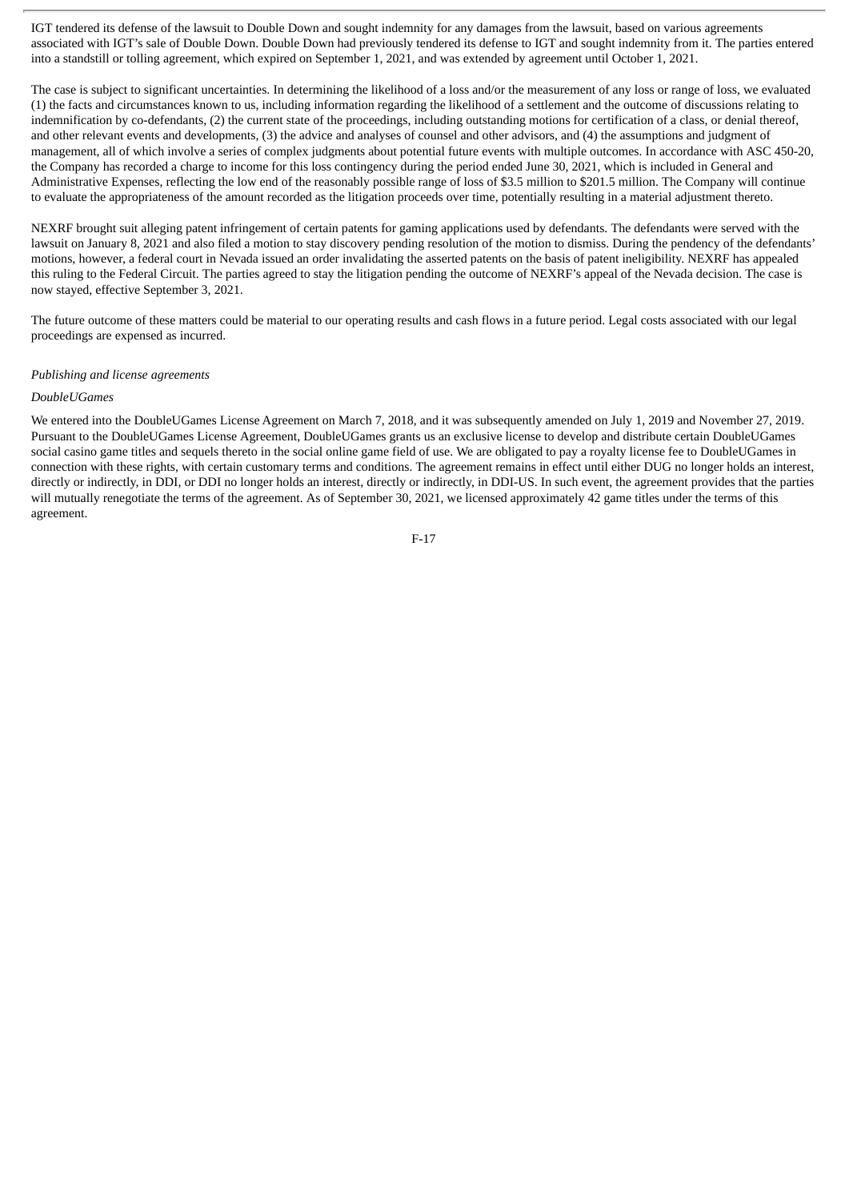IGT tendered its defense of the lawsuit to Double Down and sought indemnity for any damages from the lawsuit, based on various agreements associated with IGT's sale of Double Down. Double Down had previously tendered its defense to IGT and sought indemnity from it. The parties entered into a standstill or tolling agreement, which expired on September 1, 2021, and was extended by agreement until October 1, 2021.

The case is subject to significant uncertainties. In determining the likelihood of a loss and/or the measurement of any loss or range of loss, we evaluated (1) the facts and circumstances known to us, including information regarding the likelihood of a settlement and the outcome of discussions relating to indemnification by co-defendants, (2) the current state of the proceedings, including outstanding motions for certification of a class, or denial thereof, and other relevant events and developments, (3) the advice and analyses of counsel and other advisors, and (4) the assumptions and judgment of management, all of which involve a series of complex judgments about potential future events with multiple outcomes. In accordance with ASC 450-20, the Company has recorded a charge to income for this loss contingency during the period ended June 30, 2021, which is included in General and Administrative Expenses, reflecting the low end of the reasonably possible range of loss of $3.5 million to $201.5 million. The Company will continue to evaluate the appropriateness of the amount recorded as the litigation proceeds over time, potentially resulting in a material adjustment thereto.

NEXRF brought suit alleging patent infringement of certain patents for gaming applications used by defendants. The defendants were served with the lawsuit on January 8, 2021 and also filed a motion to stay discovery pending resolution of the motion to dismiss. During the pendency of the defendants' motions, however, a federal court in Nevada issued an order invalidating the asserted patents on the basis of patent ineligibility. NEXRF has appealed this ruling to the Federal Circuit. The parties agreed to stay the litigation pending the outcome of NEXRF's appeal of the Nevada decision. The case is now stayed, effective September 3, 2021.

The future outcome of these matters could be material to our operating results and cash flows in a future period. Legal costs associated with our legal proceedings are expensed as incurred.

*Publishing and license agreements*

*DoubleUGames*

We entered into the DoubleUGames License Agreement on March 7, 2018, and it was subsequently amended on July 1, 2019 and November 27, 2019. Pursuant to the DoubleUGames License Agreement, DoubleUGames grants us an exclusive license to develop and distribute certain DoubleUGames social casino game titles and sequels thereto in the social online game field of use. We are obligated to pay a royalty license fee to DoubleUGames in connection with these rights, with certain customary terms and conditions. The agreement remains in effect until either DUG no longer holds an interest, directly or indirectly, in DDI, or DDI no longer holds an interest, directly or indirectly, in DDI-US. In such event, the agreement provides that the parties will mutually renegotiate the terms of the agreement. As of September 30, 2021, we licensed approximately 42 game titles under the terms of this agreement.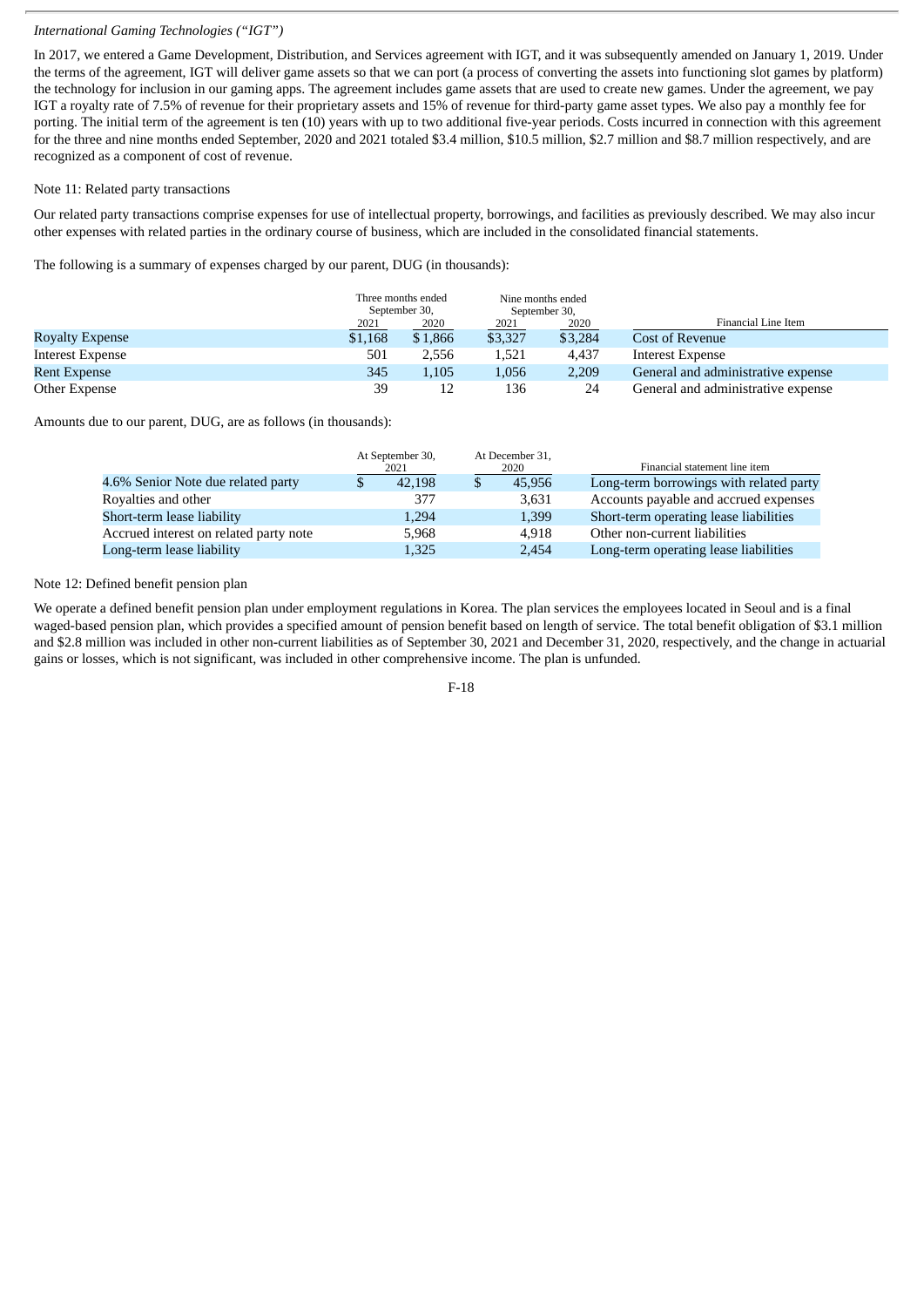*International Gaming Technologies ("IGT")*

In 2017, we entered a Game Development, Distribution, and Services agreement with IGT, and it was subsequently amended on January 1, 2019. Under the terms of the agreement, IGT will deliver game assets so that we can port (a process of converting the assets into functioning slot games by platform) the technology for inclusion in our gaming apps. The agreement includes game assets that are used to create new games. Under the agreement, we pay IGT a royalty rate of 7.5% of revenue for their proprietary assets and 15% of revenue for third-party game asset types. We also pay a monthly fee for porting. The initial term of the agreement is ten (10) years with up to two additional five-year periods. Costs incurred in connection with this agreement for the three and nine months ended September, 2020 and 2021 totaled $3.4 million, $10.5 million, $2.7 million and $8.7 million respectively, and are recognized as a component of cost of revenue.

Note 11: Related party transactions

Our related party transactions comprise expenses for use of intellectual property, borrowings, and facilities as previously described. We may also incur other expenses with related parties in the ordinary course of business, which are included in the consolidated financial statements.

The following is a summary of expenses charged by our parent, DUG (in thousands):

| | Three months ended September 30, | | Nine months ended September 30, | | |
|---|---|---|---|---|---|
| | 2021 | 2020 | 2021 | 2020 | Financial Line Item |
| Royalty Expense | $1,168 | $1,866 | $3,327 | $3,284 | Cost of Revenue |
| Interest Expense | 501 | 2,556 | 1,521 | 4,437 | Interest Expense |
| Rent Expense | 345 | 1,105 | 1,056 | 2,209 | General and administrative expense |
| Other Expense | 39 | 12 | 136 | 24 | General and administrative expense |

Amounts due to our parent, DUG, are as follows (in thousands):

| | At September 30, 2021 | At December 31, 2020 | Financial statement line item |
|---|---|---|---|
| 4.6% Senior Note due related party | $ 42,198 | $ 45,956 | Long-term borrowings with related party |
| Royalties and other | 377 | 3,631 | Accounts payable and accrued expenses |
| Short-term lease liability | 1,294 | 1,399 | Short-term operating lease liabilities |
| Accrued interest on related party note | 5,968 | 4,918 | Other non-current liabilities |
| Long-term lease liability | 1,325 | 2,454 | Long-term operating lease liabilities |

Note 12: Defined benefit pension plan

We operate a defined benefit pension plan under employment regulations in Korea. The plan services the employees located in Seoul and is a final waged-based pension plan, which provides a specified amount of pension benefit based on length of service. The total benefit obligation of $3.1 million and $2.8 million was included in other non-current liabilities as of September 30, 2021 and December 31, 2020, respectively, and the change in actuarial gains or losses, which is not significant, was included in other comprehensive income. The plan is unfunded.